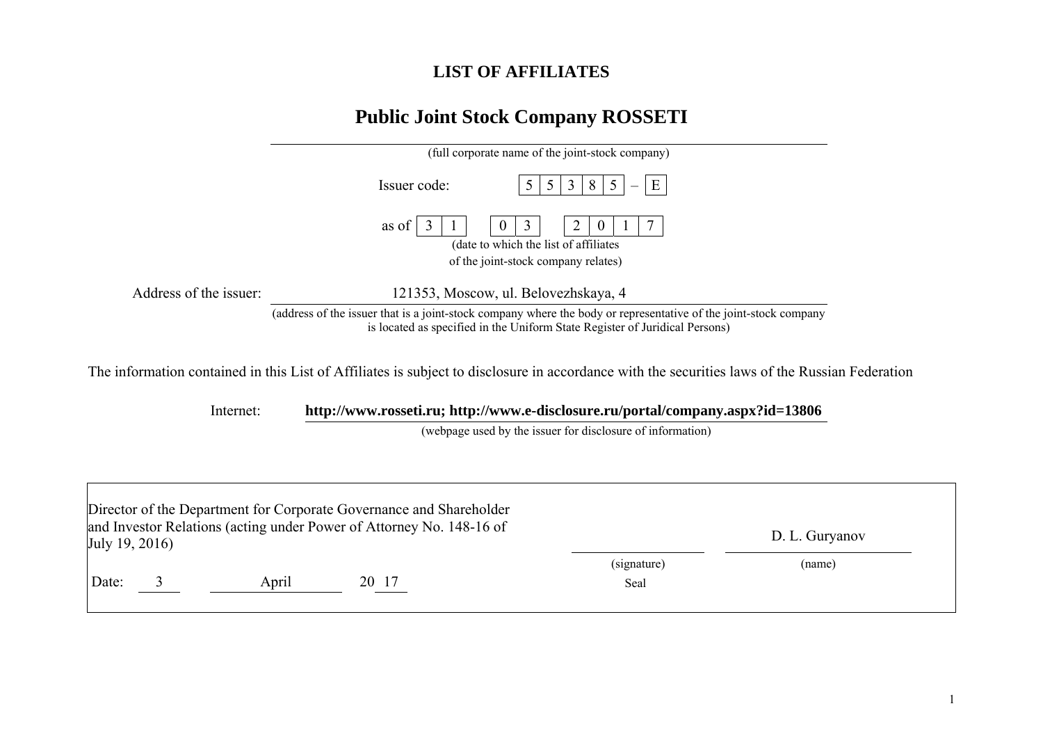# LIST OF AFFILIATES

## Public Joint Stock Company ROSSETI

(full corporate name of the joint-stock company)

Issuer code: 5 5 3 8 5 – E

as of 3 1 0 3 2 0 1 7

(date to which the list of affiliates of the joint-stock company relates)

Address of the issuer: 121353, Moscow, ul. Belovezhskaya, 4

(address of the issuer that is a joint-stock company where the body or representative of the joint-stock company is located as specified in the Uniform State Register of Juridical Persons)

The information contained in this List of Affiliates is subject to disclosure in accordance with the securities laws of the Russian Federation

Internet: **http://www.rosseti.ru; http://www.e-disclosure.ru/portal/company.aspx?id=13806**

(webpage used by the issuer for disclosure of information)

| | | |
|---|---|---|
| Director of the Department for Corporate Governance and Shareholder and Investor Relations (acting under Power of Attorney No. 148-16 of July 19, 2016) | | D. L. Guryanov |
| | (signature) | (name) |
| Date: 3 April 20 17 | Seal | |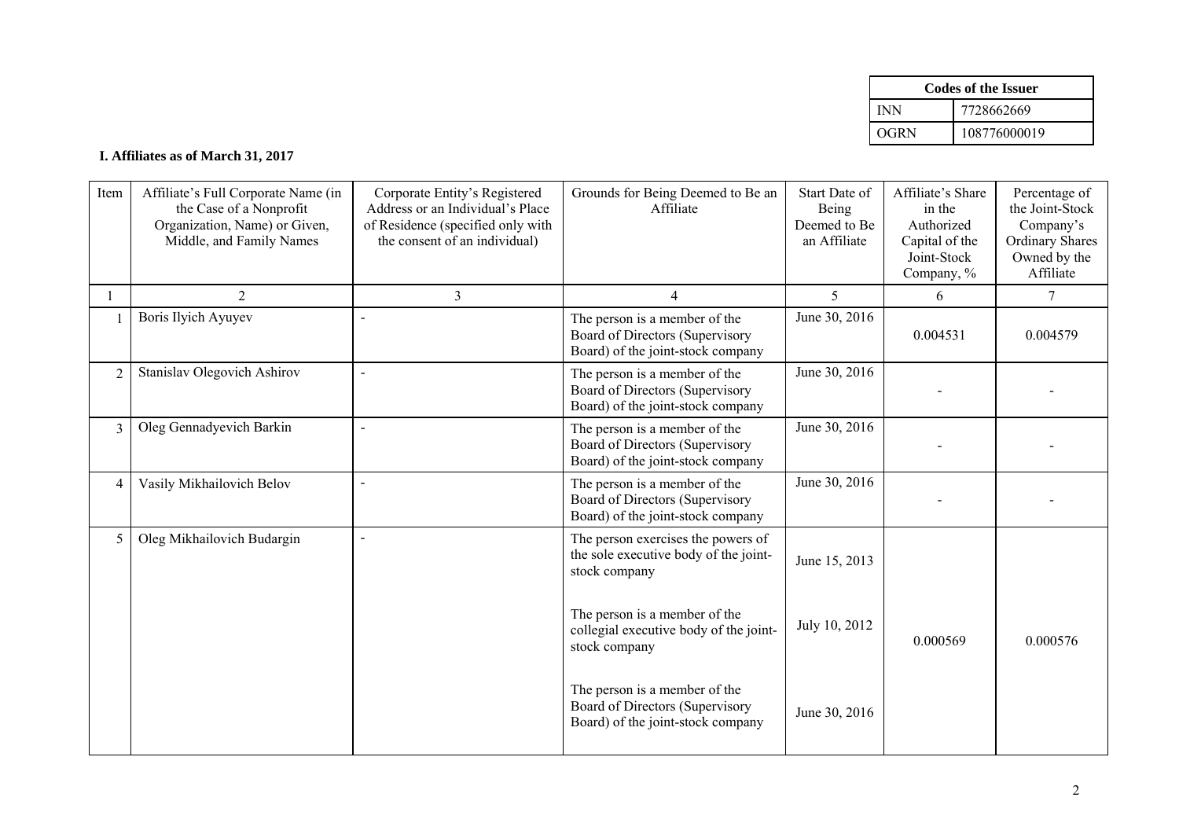| Codes of the Issuer | |
|---|---|
| INN | 7728662669 |
| OGRN | 108776000019 |

**I. Affiliates as of March 31, 2017**

| Item | Affiliate's Full Corporate Name (in the Case of a Nonprofit Organization, Name) or Given, Middle, and Family Names | Corporate Entity's Registered Address or an Individual's Place of Residence (specified only with the consent of an individual) | Grounds for Being Deemed to Be an Affiliate | Start Date of Being Deemed to Be an Affiliate | Affiliate's Share in the Authorized Capital of the Joint-Stock Company, % | Percentage of the Joint-Stock Company's Ordinary Shares Owned by the Affiliate |
|---|---|---|---|---|---|---|
| 1 | 2 | 3 | 4 | 5 | 6 | 7 |
| 1 | Boris Ilyich Ayuyev | - | The person is a member of the Board of Directors (Supervisory Board) of the joint-stock company | June 30, 2016 | 0.004531 | 0.004579 |
| 2 | Stanislav Olegovich Ashirov | - | The person is a member of the Board of Directors (Supervisory Board) of the joint-stock company | June 30, 2016 | - | - |
| 3 | Oleg Gennadyevich Barkin | - | The person is a member of the Board of Directors (Supervisory Board) of the joint-stock company | June 30, 2016 | - | - |
| 4 | Vasily Mikhailovich Belov | - | The person is a member of the Board of Directors (Supervisory Board) of the joint-stock company | June 30, 2016 | - | - |
| 5 | Oleg Mikhailovich Budargin | - | The person exercises the powers of the sole executive body of the joint-stock company<br><br>The person is a member of the collegial executive body of the joint-stock company<br><br>The person is a member of the Board of Directors (Supervisory Board) of the joint-stock company | June 15, 2013<br><br>July 10, 2012<br><br>June 30, 2016 | 0.000569 | 0.000576 |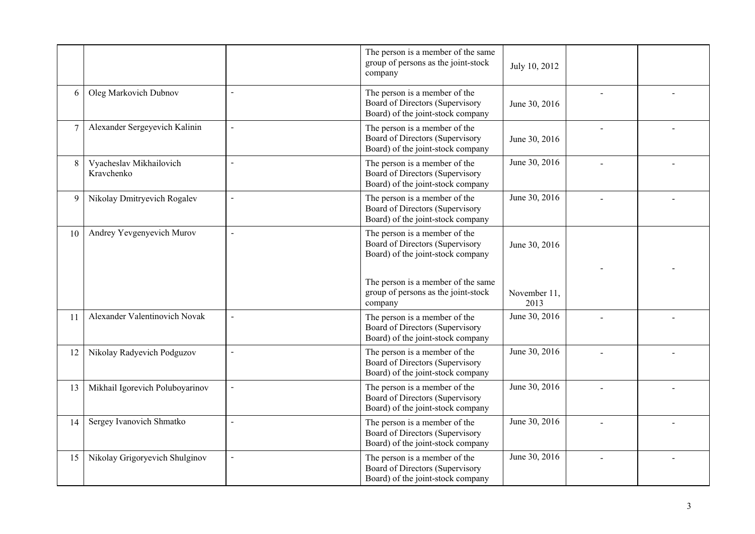| | | | | | | |
|---|---|---|---|---|---|---|
| | | | The person is a member of the same group of persons as the joint-stock company | July 10, 2012 | | |
| 6 | Oleg Markovich Dubnov | - | The person is a member of the Board of Directors (Supervisory Board) of the joint-stock company | June 30, 2016 | - | - |
| 7 | Alexander Sergeyevich Kalinin | - | The person is a member of the Board of Directors (Supervisory Board) of the joint-stock company | June 30, 2016 | - | - |
| 8 | Vyacheslav Mikhailovich Kravchenko | - | The person is a member of the Board of Directors (Supervisory Board) of the joint-stock company | June 30, 2016 | - | - |
| 9 | Nikolay Dmitryevich Rogalev | - | The person is a member of the Board of Directors (Supervisory Board) of the joint-stock company | June 30, 2016 | - | - |
| 10 | Andrey Yevgenyevich Murov | - | The person is a member of the Board of Directors (Supervisory Board) of the joint-stock company<br><br>The person is a member of the same group of persons as the joint-stock company | June 30, 2016<br><br>November 11, 2013 | - | - |
| 11 | Alexander Valentinovich Novak | - | The person is a member of the Board of Directors (Supervisory Board) of the joint-stock company | June 30, 2016 | - | - |
| 12 | Nikolay Radyevich Podguzov | - | The person is a member of the Board of Directors (Supervisory Board) of the joint-stock company | June 30, 2016 | - | - |
| 13 | Mikhail Igorevich Poluboyarinov | - | The person is a member of the Board of Directors (Supervisory Board) of the joint-stock company | June 30, 2016 | - | - |
| 14 | Sergey Ivanovich Shmatko | - | The person is a member of the Board of Directors (Supervisory Board) of the joint-stock company | June 30, 2016 | - | - |
| 15 | Nikolay Grigoryevich Shulginov | - | The person is a member of the Board of Directors (Supervisory Board) of the joint-stock company | June 30, 2016 | - | - |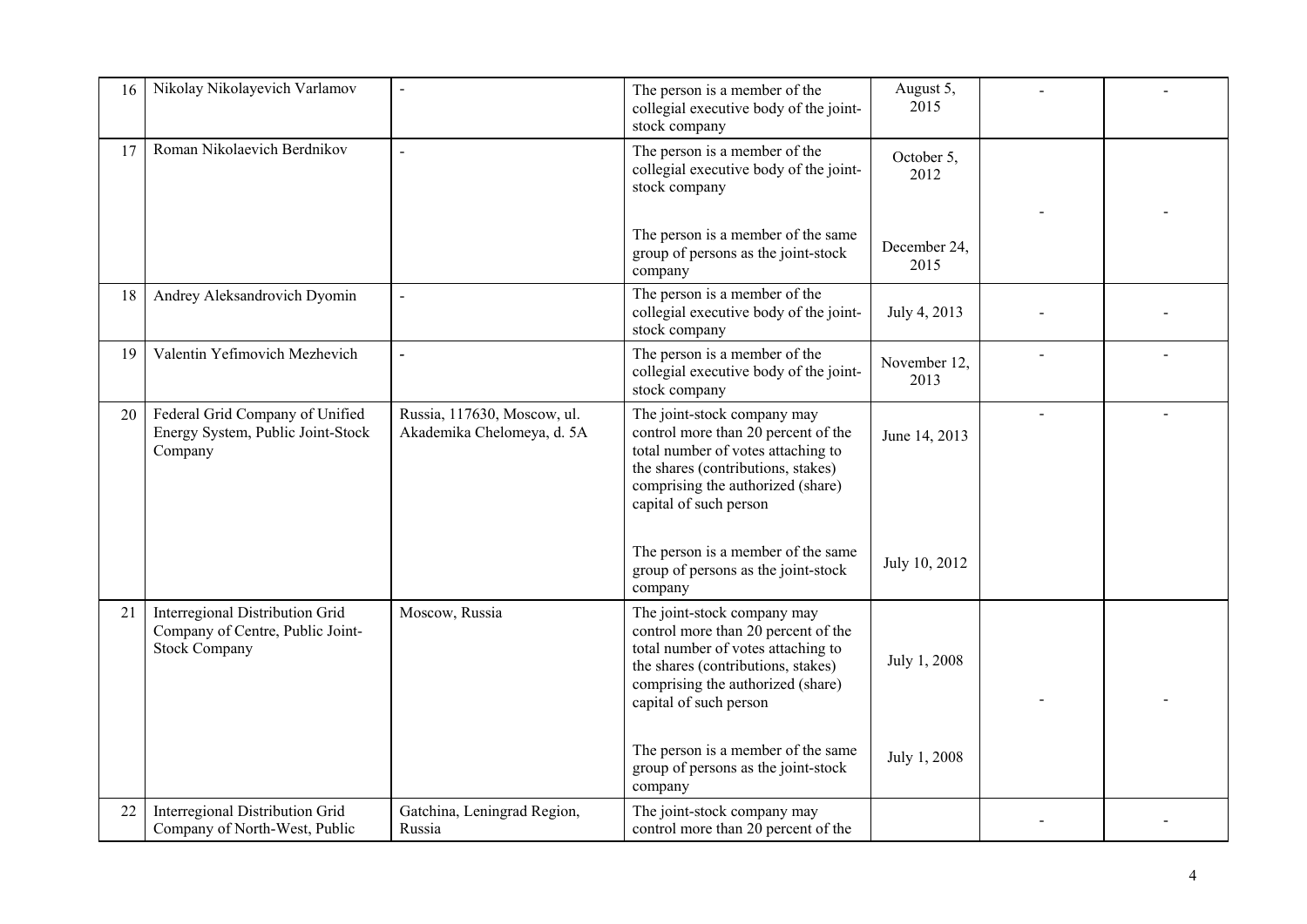| 16 | Nikolay Nikolayevich Varlamov | - | The person is a member of the collegial executive body of the joint-stock company | August 5, 2015 | - | - |
|---|---|---|---|---|---|---|
| 17 | Roman Nikolaevich Berdnikov | - | The person is a member of the collegial executive body of the joint-stock company<br><br>The person is a member of the same group of persons as the joint-stock company | October 5, 2012<br><br>December 24, 2015 | - | - |
| 18 | Andrey Aleksandrovich Dyomin | - | The person is a member of the collegial executive body of the joint-stock company | July 4, 2013 | - | - |
| 19 | Valentin Yefimovich Mezhevich | - | The person is a member of the collegial executive body of the joint-stock company | November 12, 2013 | - | - |
| 20 | Federal Grid Company of Unified Energy System, Public Joint-Stock Company | Russia, 117630, Moscow, ul. Akademika Chelomeya, d. 5A | The joint-stock company may control more than 20 percent of the total number of votes attaching to the shares (contributions, stakes) comprising the authorized (share) capital of such person<br><br>The person is a member of the same group of persons as the joint-stock company | June 14, 2013<br><br>July 10, 2012 | - | - |
| 21 | Interregional Distribution Grid Company of Centre, Public Joint-Stock Company | Moscow, Russia | The joint-stock company may control more than 20 percent of the total number of votes attaching to the shares (contributions, stakes) comprising the authorized (share) capital of such person<br><br>The person is a member of the same group of persons as the joint-stock company | July 1, 2008<br><br>July 1, 2008 | - | - |
| 22 | Interregional Distribution Grid Company of North-West, Public | Gatchina, Leningrad Region, Russia | The joint-stock company may control more than 20 percent of the | | - | - |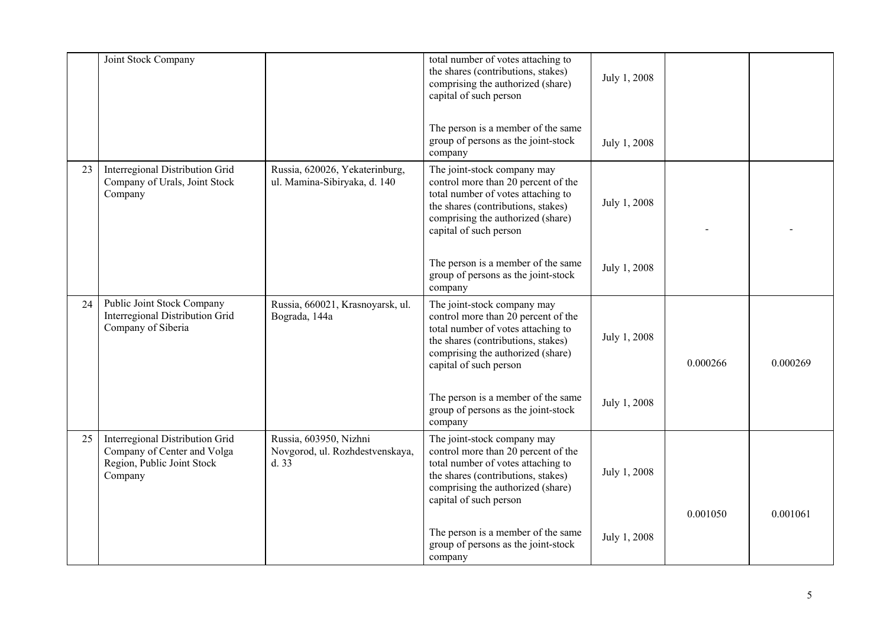|  | Joint Stock Company |  | total number of votes attaching to the shares (contributions, stakes) comprising the authorized (share) capital of such person | July 1, 2008 |  |  |
|---|---|---|---|---|---|---|
|  |  |  | The person is a member of the same group of persons as the joint-stock company | July 1, 2008 |  |  |
| 23 | Interregional Distribution Grid Company of Urals, Joint Stock Company | Russia, 620026, Yekaterinburg, ul. Mamina-Sibiryaka, d. 140 | The joint-stock company may control more than 20 percent of the total number of votes attaching to the shares (contributions, stakes) comprising the authorized (share) capital of such person | July 1, 2008 | - | - |
|  |  |  | The person is a member of the same group of persons as the joint-stock company | July 1, 2008 |  |  |
| 24 | Public Joint Stock Company Interregional Distribution Grid Company of Siberia | Russia, 660021, Krasnoyarsk, ul. Bograda, 144a | The joint-stock company may control more than 20 percent of the total number of votes attaching to the shares (contributions, stakes) comprising the authorized (share) capital of such person | July 1, 2008 | 0.000266 | 0.000269 |
|  |  |  | The person is a member of the same group of persons as the joint-stock company | July 1, 2008 |  |  |
| 25 | Interregional Distribution Grid Company of Center and Volga Region, Public Joint Stock Company | Russia, 603950, Nizhni Novgorod, ul. Rozhdestvenskaya, d. 33 | The joint-stock company may control more than 20 percent of the total number of votes attaching to the shares (contributions, stakes) comprising the authorized (share) capital of such person | July 1, 2008 | 0.001050 | 0.001061 |
|  |  |  | The person is a member of the same group of persons as the joint-stock company | July 1, 2008 |  |  |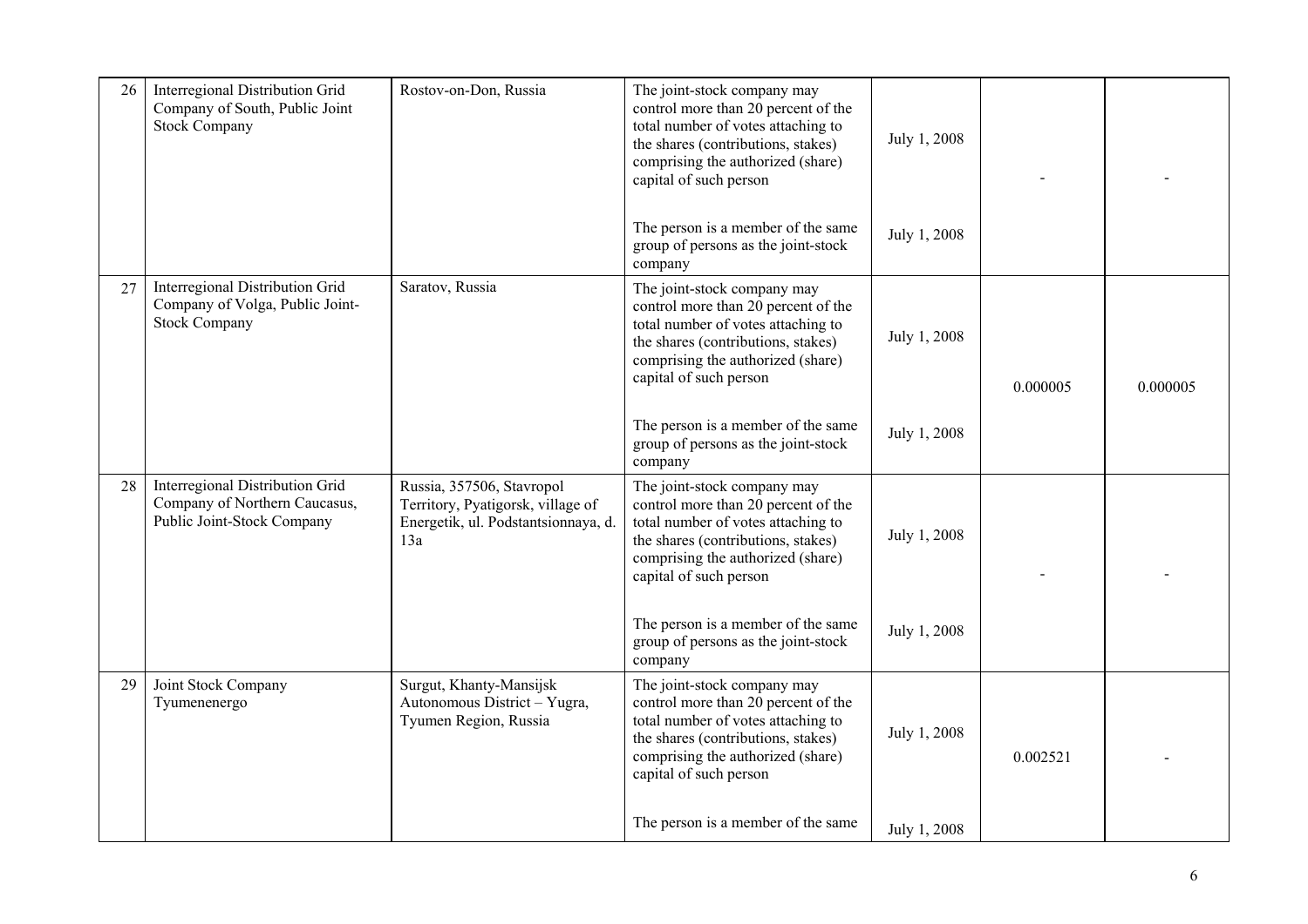| 26 | Interregional Distribution Grid Company of South, Public Joint Stock Company | Rostov-on-Don, Russia | The joint-stock company may control more than 20 percent of the total number of votes attaching to the shares (contributions, stakes) comprising the authorized (share) capital of such person | July 1, 2008 | - | - |
|---|---|---|---|---|---|---|
| | | | The person is a member of the same group of persons as the joint-stock company | July 1, 2008 | | |
| 27 | Interregional Distribution Grid Company of Volga, Public Joint-Stock Company | Saratov, Russia | The joint-stock company may control more than 20 percent of the total number of votes attaching to the shares (contributions, stakes) comprising the authorized (share) capital of such person | July 1, 2008 | 0.000005 | 0.000005 |
| | | | The person is a member of the same group of persons as the joint-stock company | July 1, 2008 | | |
| 28 | Interregional Distribution Grid Company of Northern Caucasus, Public Joint-Stock Company | Russia, 357506, Stavropol Territory, Pyatigorsk, village of Energetik, ul. Podstantsionnaya, d. 13a | The joint-stock company may control more than 20 percent of the total number of votes attaching to the shares (contributions, stakes) comprising the authorized (share) capital of such person | July 1, 2008 | - | - |
| | | | The person is a member of the same group of persons as the joint-stock company | July 1, 2008 | | |
| 29 | Joint Stock Company Tyumenenergo | Surgut, Khanty-Mansijsk Autonomous District – Yugra, Tyumen Region, Russia | The joint-stock company may control more than 20 percent of the total number of votes attaching to the shares (contributions, stakes) comprising the authorized (share) capital of such person | July 1, 2008 | 0.002521 | - |
| | | | The person is a member of the same | July 1, 2008 | | |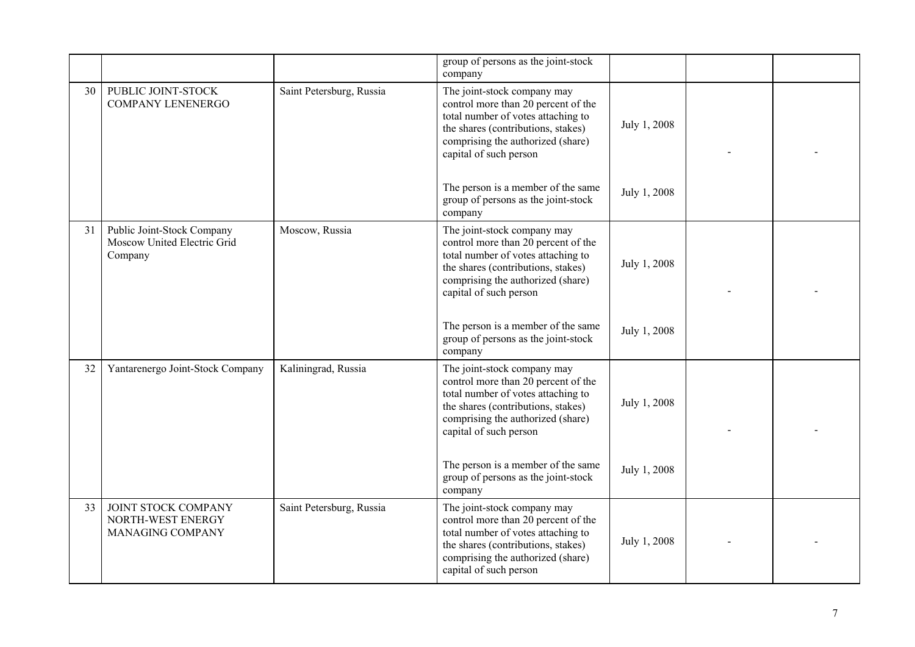| | | | group of persons as the joint-stock company | | | |
|---|---|---|---|---|---|---|
| 30 | PUBLIC JOINT-STOCK COMPANY LENENERGO | Saint Petersburg, Russia | The joint-stock company may control more than 20 percent of the total number of votes attaching to the shares (contributions, stakes) comprising the authorized (share) capital of such person | July 1, 2008 | - | - |
| | | | The person is a member of the same group of persons as the joint-stock company | July 1, 2008 | | |
| 31 | Public Joint-Stock Company Moscow United Electric Grid Company | Moscow, Russia | The joint-stock company may control more than 20 percent of the total number of votes attaching to the shares (contributions, stakes) comprising the authorized (share) capital of such person | July 1, 2008 | - | - |
| | | | The person is a member of the same group of persons as the joint-stock company | July 1, 2008 | | |
| 32 | Yantarenergo Joint-Stock Company | Kaliningrad, Russia | The joint-stock company may control more than 20 percent of the total number of votes attaching to the shares (contributions, stakes) comprising the authorized (share) capital of such person | July 1, 2008 | - | - |
| | | | The person is a member of the same group of persons as the joint-stock company | July 1, 2008 | | |
| 33 | JOINT STOCK COMPANY NORTH-WEST ENERGY MANAGING COMPANY | Saint Petersburg, Russia | The joint-stock company may control more than 20 percent of the total number of votes attaching to the shares (contributions, stakes) comprising the authorized (share) capital of such person | July 1, 2008 | - | - |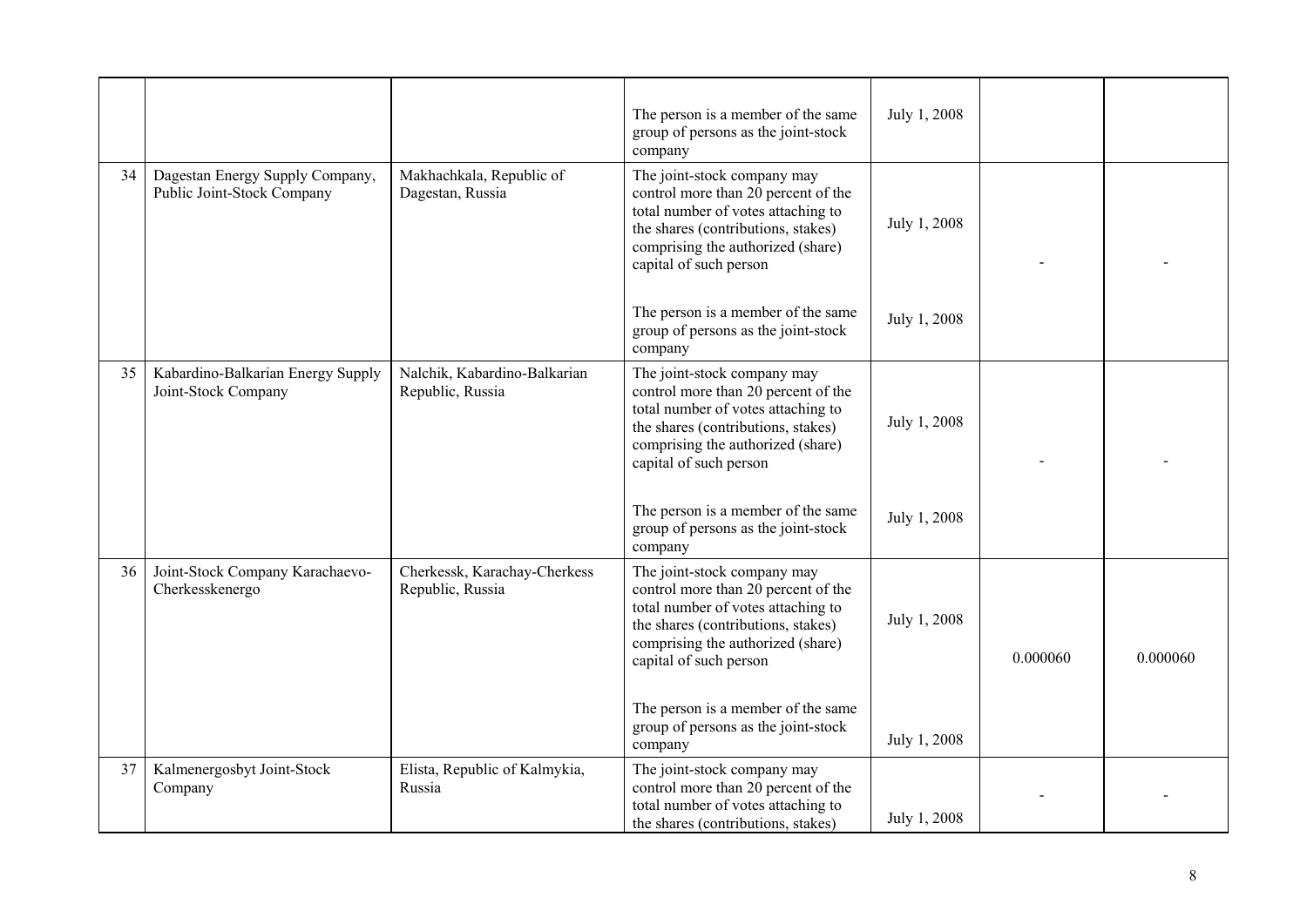| | | | | | | |
|---|---|---|---|---|---|---|
| | | | The person is a member of the same group of persons as the joint-stock company | July 1, 2008 | | |
| 34 | Dagestan Energy Supply Company, Public Joint-Stock Company | Makhachkala, Republic of Dagestan, Russia | The joint-stock company may control more than 20 percent of the total number of votes attaching to the shares (contributions, stakes) comprising the authorized (share) capital of such person | July 1, 2008 | - | - |
| | | | The person is a member of the same group of persons as the joint-stock company | July 1, 2008 | | |
| 35 | Kabardino-Balkarian Energy Supply Joint-Stock Company | Nalchik, Kabardino-Balkarian Republic, Russia | The joint-stock company may control more than 20 percent of the total number of votes attaching to the shares (contributions, stakes) comprising the authorized (share) capital of such person | July 1, 2008 | - | - |
| | | | The person is a member of the same group of persons as the joint-stock company | July 1, 2008 | | |
| 36 | Joint-Stock Company Karachaevo-Cherkesskenergo | Cherkessk, Karachay-Cherkess Republic, Russia | The joint-stock company may control more than 20 percent of the total number of votes attaching to the shares (contributions, stakes) comprising the authorized (share) capital of such person | July 1, 2008 | 0.000060 | 0.000060 |
| | | | The person is a member of the same group of persons as the joint-stock company | July 1, 2008 | | |
| 37 | Kalmenergosbyt Joint-Stock Company | Elista, Republic of Kalmykia, Russia | The joint-stock company may control more than 20 percent of the total number of votes attaching to the shares (contributions, stakes) | July 1, 2008 | - | - |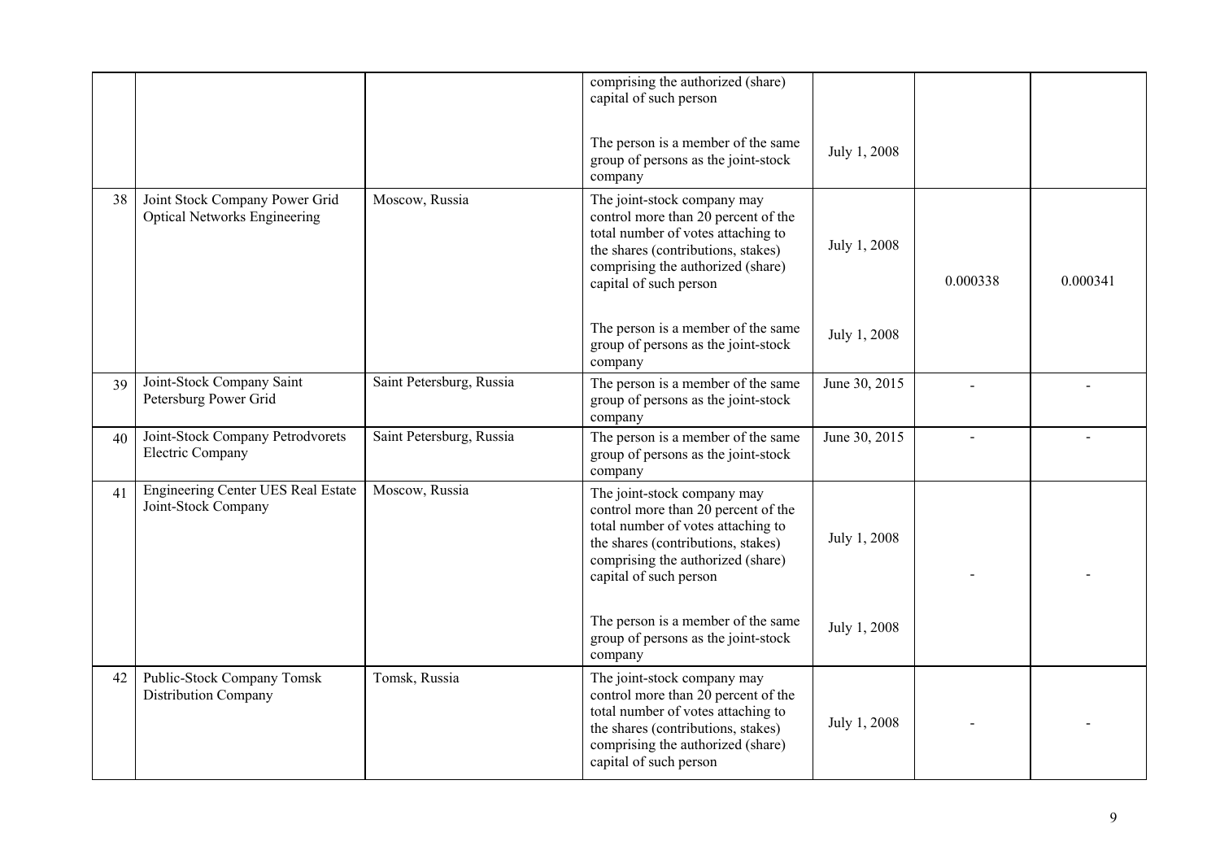|  |  |  |  |  |  |  |
|---|---|---|---|---|---|---|
|  |  |  | comprising the authorized (share) capital of such person<br><br>The person is a member of the same group of persons as the joint-stock company | <br><br>July 1, 2008 |  |  |
| 38 | Joint Stock Company Power Grid Optical Networks Engineering | Moscow, Russia | The joint-stock company may control more than 20 percent of the total number of votes attaching to the shares (contributions, stakes) comprising the authorized (share) capital of such person<br><br>The person is a member of the same group of persons as the joint-stock company | July 1, 2008<br><br>July 1, 2008 | 0.000338 | 0.000341 |
| 39 | Joint-Stock Company Saint Petersburg Power Grid | Saint Petersburg, Russia | The person is a member of the same group of persons as the joint-stock company | June 30, 2015 | - | - |
| 40 | Joint-Stock Company Petrodvorets Electric Company | Saint Petersburg, Russia | The person is a member of the same group of persons as the joint-stock company | June 30, 2015 | - | - |
| 41 | Engineering Center UES Real Estate Joint-Stock Company | Moscow, Russia | The joint-stock company may control more than 20 percent of the total number of votes attaching to the shares (contributions, stakes) comprising the authorized (share) capital of such person<br><br>The person is a member of the same group of persons as the joint-stock company | July 1, 2008<br><br>July 1, 2008 | - | - |
| 42 | Public-Stock Company Tomsk Distribution Company | Tomsk, Russia | The joint-stock company may control more than 20 percent of the total number of votes attaching to the shares (contributions, stakes) comprising the authorized (share) capital of such person | July 1, 2008 | - | - |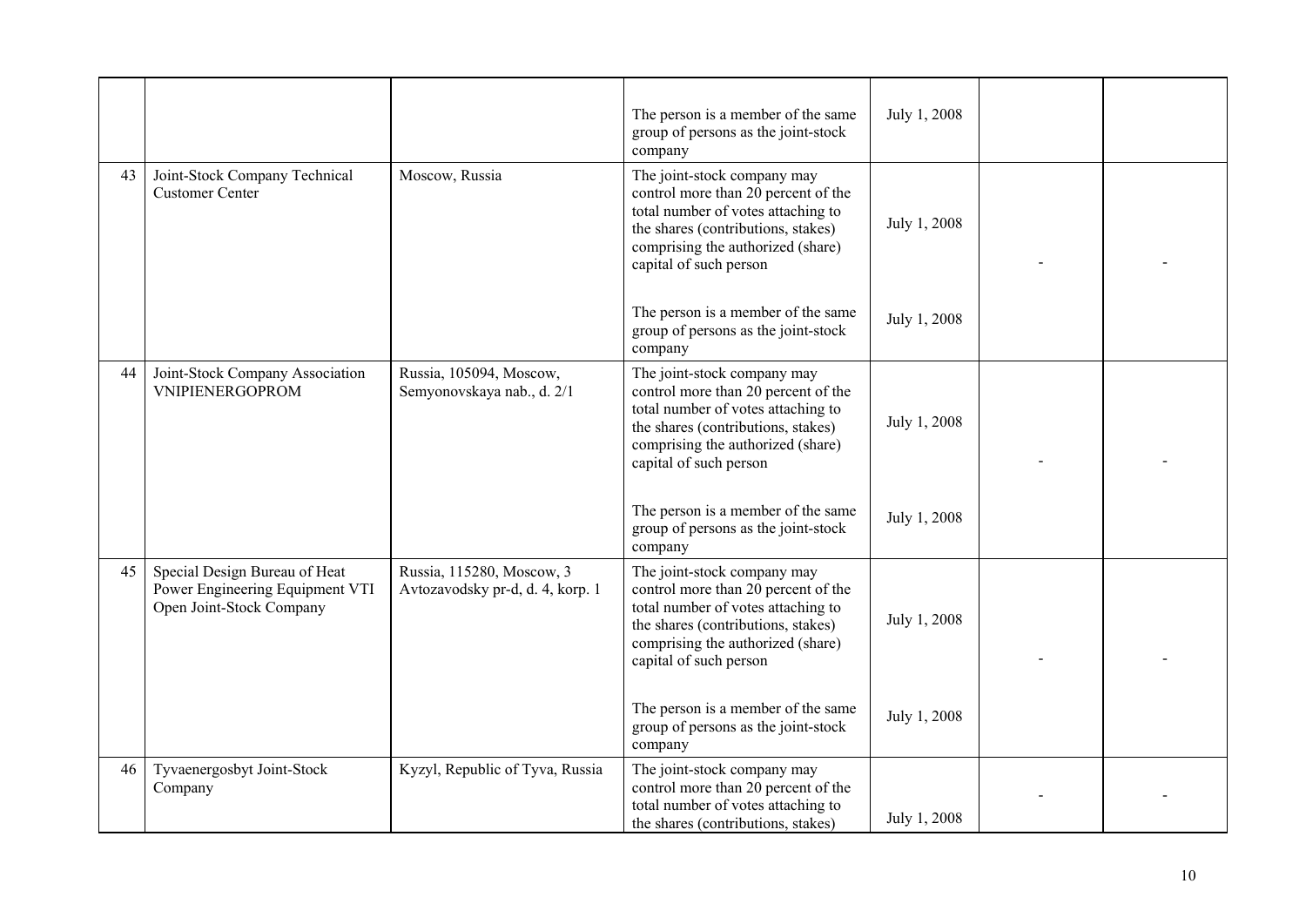| | | | | | | |
|---|---|---|---|---|---|---|
| | | | The person is a member of the same group of persons as the joint-stock company | July 1, 2008 | | |
| 43 | Joint-Stock Company Technical Customer Center | Moscow, Russia | The joint-stock company may control more than 20 percent of the total number of votes attaching to the shares (contributions, stakes) comprising the authorized (share) capital of such person | July 1, 2008 | - | - |
| | | | The person is a member of the same group of persons as the joint-stock company | July 1, 2008 | | |
| 44 | Joint-Stock Company Association VNIPIENERGOPROM | Russia, 105094, Moscow, Semyonovskaya nab., d. 2/1 | The joint-stock company may control more than 20 percent of the total number of votes attaching to the shares (contributions, stakes) comprising the authorized (share) capital of such person | July 1, 2008 | - | - |
| | | | The person is a member of the same group of persons as the joint-stock company | July 1, 2008 | | |
| 45 | Special Design Bureau of Heat Power Engineering Equipment VTI Open Joint-Stock Company | Russia, 115280, Moscow, 3 Avtozavodsky pr-d, d. 4, korp. 1 | The joint-stock company may control more than 20 percent of the total number of votes attaching to the shares (contributions, stakes) comprising the authorized (share) capital of such person | July 1, 2008 | - | - |
| | | | The person is a member of the same group of persons as the joint-stock company | July 1, 2008 | | |
| 46 | Tyvaenergosbyt Joint-Stock Company | Kyzyl, Republic of Tyva, Russia | The joint-stock company may control more than 20 percent of the total number of votes attaching to the shares (contributions, stakes) | July 1, 2008 | - | - |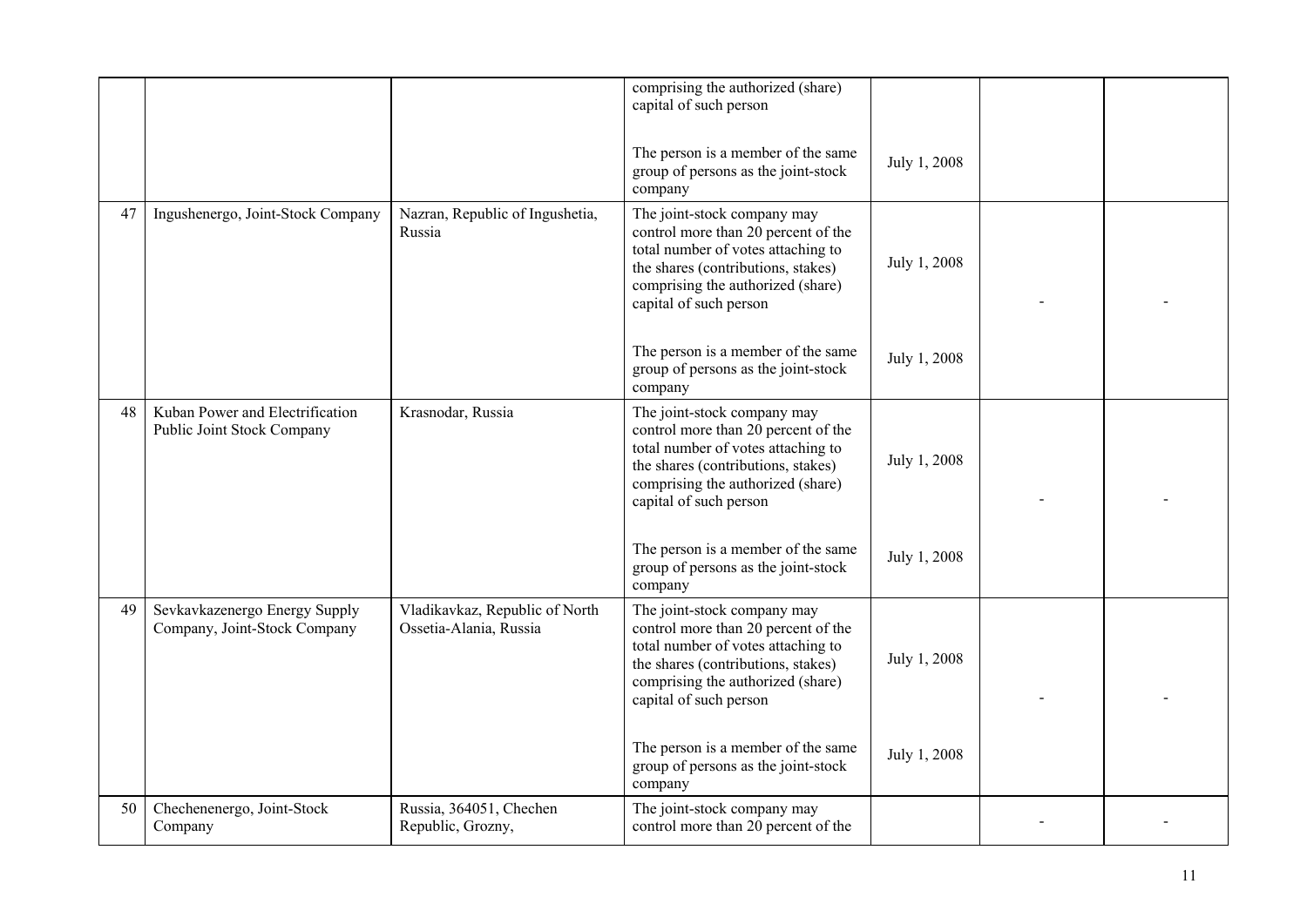|  |  |  | comprising the authorized (share) capital of such person |  |  |  |
|---|---|---|---|---|---|---|
|  |  |  | The person is a member of the same group of persons as the joint-stock company | July 1, 2008 |  |  |
| 47 | Ingushenergo, Joint-Stock Company | Nazran, Republic of Ingushetia, Russia | The joint-stock company may control more than 20 percent of the total number of votes attaching to the shares (contributions, stakes) comprising the authorized (share) capital of such person | July 1, 2008 | - | - |
|  |  |  | The person is a member of the same group of persons as the joint-stock company | July 1, 2008 |  |  |
| 48 | Kuban Power and Electrification Public Joint Stock Company | Krasnodar, Russia | The joint-stock company may control more than 20 percent of the total number of votes attaching to the shares (contributions, stakes) comprising the authorized (share) capital of such person | July 1, 2008 | - | - |
|  |  |  | The person is a member of the same group of persons as the joint-stock company | July 1, 2008 |  |  |
| 49 | Sevkavkazenergo Energy Supply Company, Joint-Stock Company | Vladikavkaz, Republic of North Ossetia-Alania, Russia | The joint-stock company may control more than 20 percent of the total number of votes attaching to the shares (contributions, stakes) comprising the authorized (share) capital of such person | July 1, 2008 | - | - |
|  |  |  | The person is a member of the same group of persons as the joint-stock company | July 1, 2008 |  |  |
| 50 | Chechenenergo, Joint-Stock Company | Russia, 364051, Chechen Republic, Grozny, | The joint-stock company may control more than 20 percent of the |  | - | - |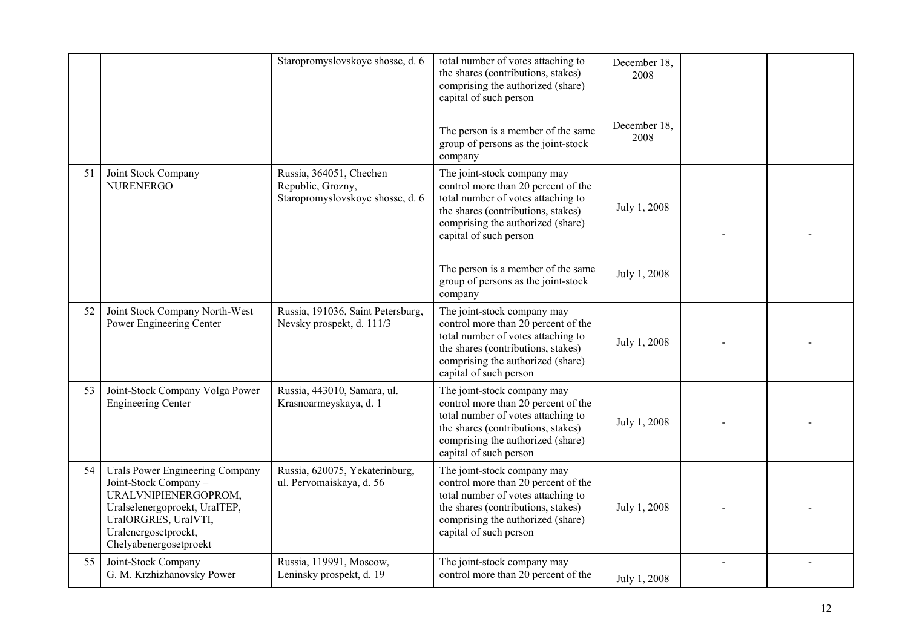|  |  | Staropromyslovskoye shosse, d. 6 | total number of votes attaching to the shares (contributions, stakes) comprising the authorized (share) capital of such person | December 18, 2008 |  |  |
|---|---|---|---|---|---|---|
|  |  |  | The person is a member of the same group of persons as the joint-stock company | December 18, 2008 |  |  |
| 51 | Joint Stock Company NURENERGO | Russia, 364051, Chechen Republic, Grozny, Staropromyslovskoye shosse, d. 6 | The joint-stock company may control more than 20 percent of the total number of votes attaching to the shares (contributions, stakes) comprising the authorized (share) capital of such person | July 1, 2008 | - | - |
|  |  |  | The person is a member of the same group of persons as the joint-stock company | July 1, 2008 |  |  |
| 52 | Joint Stock Company North-West Power Engineering Center | Russia, 191036, Saint Petersburg, Nevsky prospekt, d. 111/3 | The joint-stock company may control more than 20 percent of the total number of votes attaching to the shares (contributions, stakes) comprising the authorized (share) capital of such person | July 1, 2008 | - | - |
| 53 | Joint-Stock Company Volga Power Engineering Center | Russia, 443010, Samara, ul. Krasnoarmeyskaya, d. 1 | The joint-stock company may control more than 20 percent of the total number of votes attaching to the shares (contributions, stakes) comprising the authorized (share) capital of such person | July 1, 2008 | - | - |
| 54 | Urals Power Engineering Company Joint-Stock Company – URALVNIPIENERGOPROM, Uralselenergoproekt, UralTEP, UralORGRES, UralVTI, Uralenergosetproekt, Chelyabenergosetproekt | Russia, 620075, Yekaterinburg, ul. Pervomaiskaya, d. 56 | The joint-stock company may control more than 20 percent of the total number of votes attaching to the shares (contributions, stakes) comprising the authorized (share) capital of such person | July 1, 2008 | - | - |
| 55 | Joint-Stock Company G. M. Krzhizhanovsky Power | Russia, 119991, Moscow, Leninsky prospekt, d. 19 | The joint-stock company may control more than 20 percent of the | July 1, 2008 | - | - |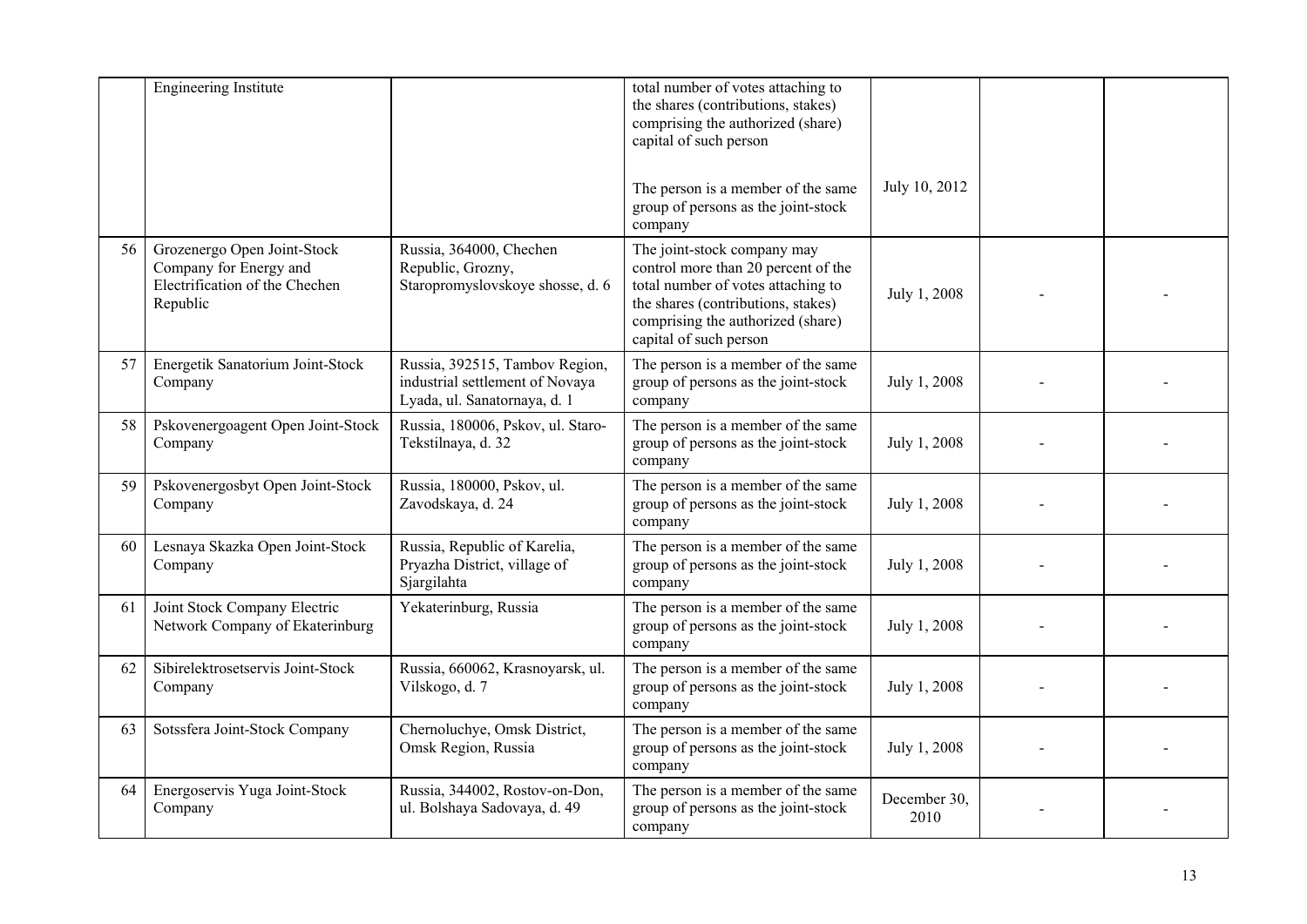| | | | | | | |
|---|---|---|---|---|---|---|
| | Engineering Institute | | total number of votes attaching to the shares (contributions, stakes) comprising the authorized (share) capital of such person | | | |
| | | | The person is a member of the same group of persons as the joint-stock company | July 10, 2012 | | |
| 56 | Grozenergo Open Joint-Stock Company for Energy and Electrification of the Chechen Republic | Russia, 364000, Chechen Republic, Grozny, Staropromyslovskoye shosse, d. 6 | The joint-stock company may control more than 20 percent of the total number of votes attaching to the shares (contributions, stakes) comprising the authorized (share) capital of such person | July 1, 2008 | - | - |
| 57 | Energetik Sanatorium Joint-Stock Company | Russia, 392515, Tambov Region, industrial settlement of Novaya Lyada, ul. Sanatornaya, d. 1 | The person is a member of the same group of persons as the joint-stock company | July 1, 2008 | - | - |
| 58 | Pskovenergoagent Open Joint-Stock Company | Russia, 180006, Pskov, ul. Staro-Tekstilnaya, d. 32 | The person is a member of the same group of persons as the joint-stock company | July 1, 2008 | - | - |
| 59 | Pskovenergosbyt Open Joint-Stock Company | Russia, 180000, Pskov, ul. Zavodskaya, d. 24 | The person is a member of the same group of persons as the joint-stock company | July 1, 2008 | - | - |
| 60 | Lesnaya Skazka Open Joint-Stock Company | Russia, Republic of Karelia, Pryazha District, village of Sjargilahta | The person is a member of the same group of persons as the joint-stock company | July 1, 2008 | - | - |
| 61 | Joint Stock Company Electric Network Company of Ekaterinburg | Yekaterinburg, Russia | The person is a member of the same group of persons as the joint-stock company | July 1, 2008 | - | - |
| 62 | Sibirelektrosetservis Joint-Stock Company | Russia, 660062, Krasnoyarsk, ul. Vilskogo, d. 7 | The person is a member of the same group of persons as the joint-stock company | July 1, 2008 | - | - |
| 63 | Sotssfera Joint-Stock Company | Chernoluchye, Omsk District, Omsk Region, Russia | The person is a member of the same group of persons as the joint-stock company | July 1, 2008 | - | - |
| 64 | Energoservis Yuga Joint-Stock Company | Russia, 344002, Rostov-on-Don, ul. Bolshaya Sadovaya, d. 49 | The person is a member of the same group of persons as the joint-stock company | December 30, 2010 | - | - |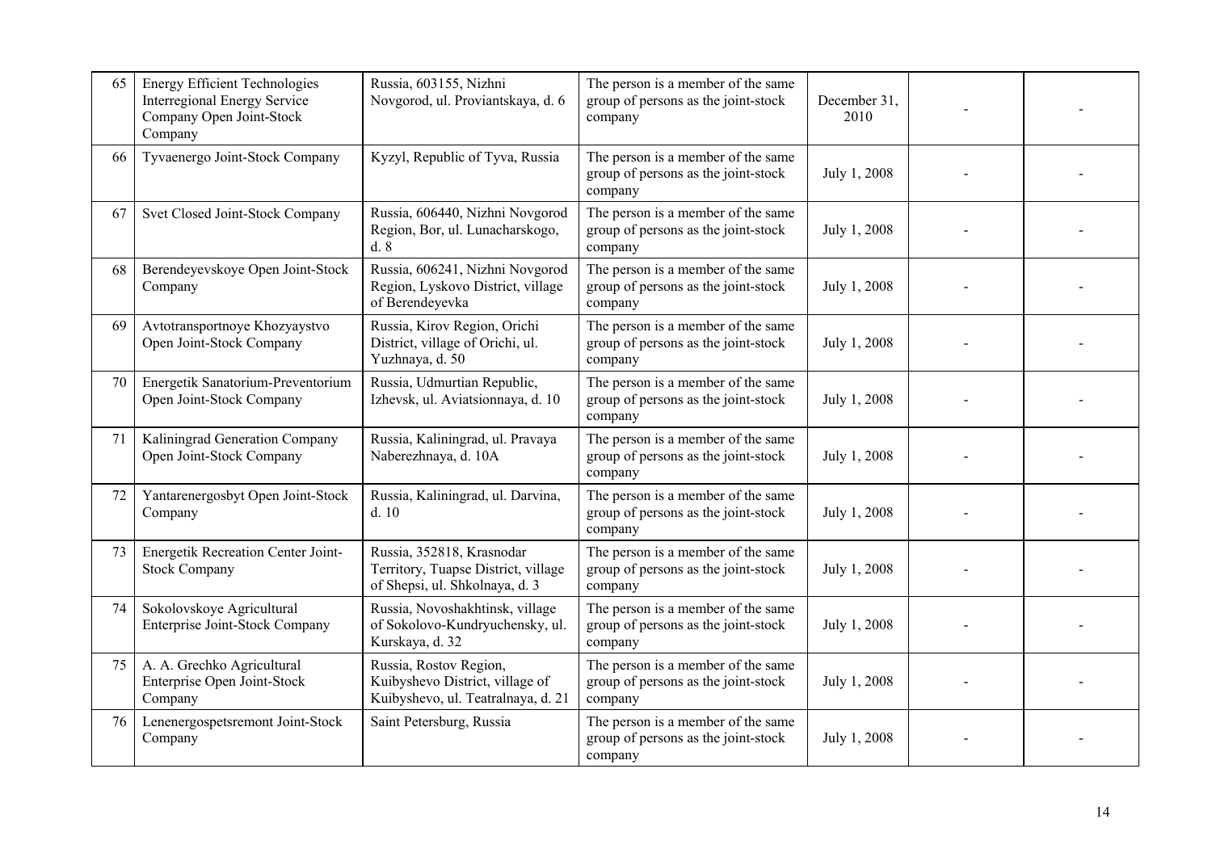| 65 | Energy Efficient Technologies Interregional Energy Service Company Open Joint-Stock Company | Russia, 603155, Nizhni Novgorod, ul. Proviantskaya, d. 6 | The person is a member of the same group of persons as the joint-stock company | December 31, 2010 | - | - |
|---|---|---|---|---|---|---|
| 66 | Tyvaenergo Joint-Stock Company | Kyzyl, Republic of Tyva, Russia | The person is a member of the same group of persons as the joint-stock company | July 1, 2008 | - | - |
| 67 | Svet Closed Joint-Stock Company | Russia, 606440, Nizhni Novgorod Region, Bor, ul. Lunacharskogo, d. 8 | The person is a member of the same group of persons as the joint-stock company | July 1, 2008 | - | - |
| 68 | Berendeyevskoye Open Joint-Stock Company | Russia, 606241, Nizhni Novgorod Region, Lyskovo District, village of Berendeyevka | The person is a member of the same group of persons as the joint-stock company | July 1, 2008 | - | - |
| 69 | Avtotransportnoye Khozyaystvo Open Joint-Stock Company | Russia, Kirov Region, Orichi District, village of Orichi, ul. Yuzhnaya, d. 50 | The person is a member of the same group of persons as the joint-stock company | July 1, 2008 | - | - |
| 70 | Energetik Sanatorium-Preventorium Open Joint-Stock Company | Russia, Udmurtian Republic, Izhevsk, ul. Aviatsionnaya, d. 10 | The person is a member of the same group of persons as the joint-stock company | July 1, 2008 | - | - |
| 71 | Kaliningrad Generation Company Open Joint-Stock Company | Russia, Kaliningrad, ul. Pravaya Naberezhnaya, d. 10A | The person is a member of the same group of persons as the joint-stock company | July 1, 2008 | - | - |
| 72 | Yantarenergosbyt Open Joint-Stock Company | Russia, Kaliningrad, ul. Darvina, d. 10 | The person is a member of the same group of persons as the joint-stock company | July 1, 2008 | - | - |
| 73 | Energetik Recreation Center Joint-Stock Company | Russia, 352818, Krasnodar Territory, Tuapse District, village of Shepsi, ul. Shkolnaya, d. 3 | The person is a member of the same group of persons as the joint-stock company | July 1, 2008 | - | - |
| 74 | Sokolovskoye Agricultural Enterprise Joint-Stock Company | Russia, Novoshakhtinsk, village of Sokolovo-Kundryuchensky, ul. Kurskaya, d. 32 | The person is a member of the same group of persons as the joint-stock company | July 1, 2008 | - | - |
| 75 | A. A. Grechko Agricultural Enterprise Open Joint-Stock Company | Russia, Rostov Region, Kuibyshevo District, village of Kuibyshevo, ul. Teatralnaya, d. 21 | The person is a member of the same group of persons as the joint-stock company | July 1, 2008 | - | - |
| 76 | Lenenergospetsremont Joint-Stock Company | Saint Petersburg, Russia | The person is a member of the same group of persons as the joint-stock company | July 1, 2008 | - | - |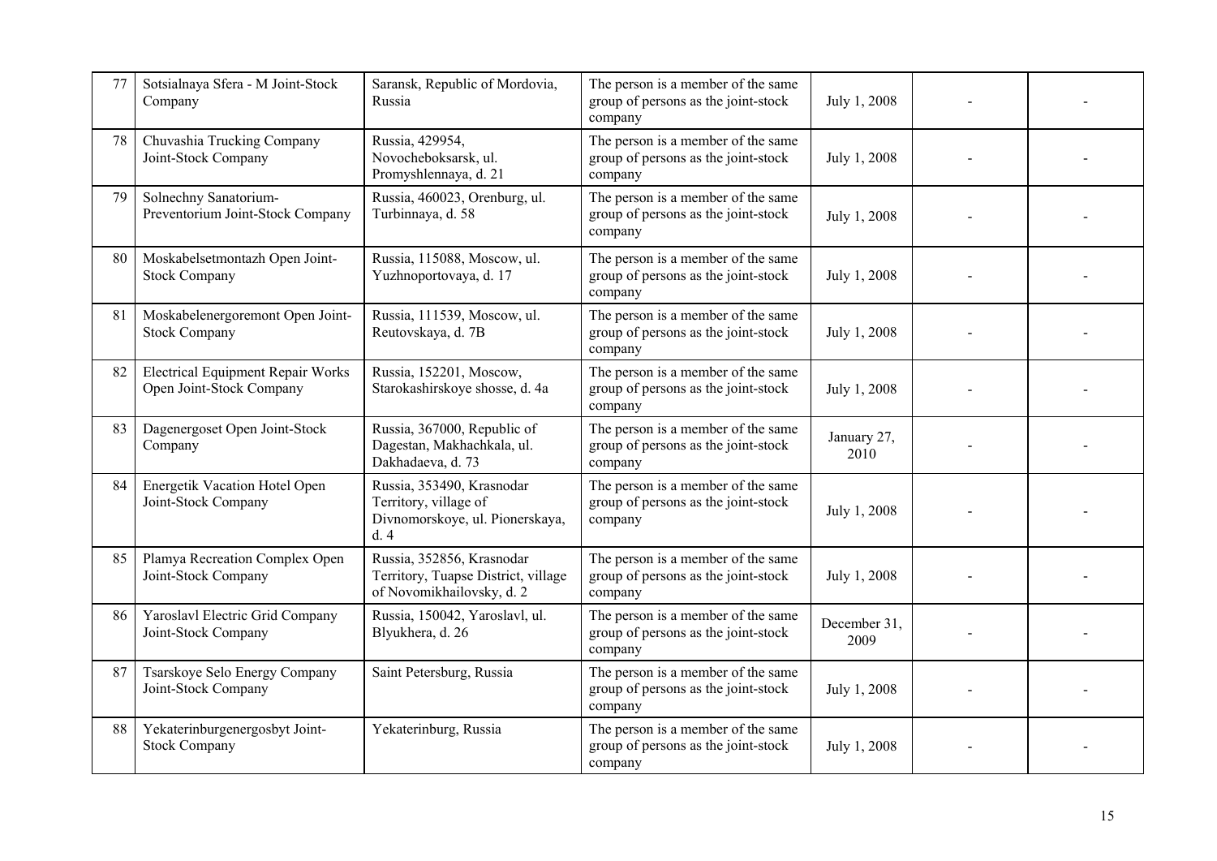| 77 | Sotsialnaya Sfera - M Joint-Stock Company | Saransk, Republic of Mordovia, Russia | The person is a member of the same group of persons as the joint-stock company | July 1, 2008 | - | - |
|---|---|---|---|---|---|---|
| 78 | Chuvashia Trucking Company Joint-Stock Company | Russia, 429954, Novocheboksarsk, ul. Promyshlennaya, d. 21 | The person is a member of the same group of persons as the joint-stock company | July 1, 2008 | - | - |
| 79 | Solnechny Sanatorium-Preventorium Joint-Stock Company | Russia, 460023, Orenburg, ul. Turbinnaya, d. 58 | The person is a member of the same group of persons as the joint-stock company | July 1, 2008 | - | - |
| 80 | Moskabelsetmontazh Open Joint-Stock Company | Russia, 115088, Moscow, ul. Yuzhnoportovaya, d. 17 | The person is a member of the same group of persons as the joint-stock company | July 1, 2008 | - | - |
| 81 | Moskabelenergoremont Open Joint-Stock Company | Russia, 111539, Moscow, ul. Reutovskaya, d. 7B | The person is a member of the same group of persons as the joint-stock company | July 1, 2008 | - | - |
| 82 | Electrical Equipment Repair Works Open Joint-Stock Company | Russia, 152201, Moscow, Starokashirskoye shosse, d. 4a | The person is a member of the same group of persons as the joint-stock company | July 1, 2008 | - | - |
| 83 | Dagenergoset Open Joint-Stock Company | Russia, 367000, Republic of Dagestan, Makhachkala, ul. Dakhadaeva, d. 73 | The person is a member of the same group of persons as the joint-stock company | January 27, 2010 | - | - |
| 84 | Energetik Vacation Hotel Open Joint-Stock Company | Russia, 353490, Krasnodar Territory, village of Divnomorskoye, ul. Pionerskaya, d. 4 | The person is a member of the same group of persons as the joint-stock company | July 1, 2008 | - | - |
| 85 | Plamya Recreation Complex Open Joint-Stock Company | Russia, 352856, Krasnodar Territory, Tuapse District, village of Novomikhailovsky, d. 2 | The person is a member of the same group of persons as the joint-stock company | July 1, 2008 | - | - |
| 86 | Yaroslavl Electric Grid Company Joint-Stock Company | Russia, 150042, Yaroslavl, ul. Blyukhera, d. 26 | The person is a member of the same group of persons as the joint-stock company | December 31, 2009 | - | - |
| 87 | Tsarskoye Selo Energy Company Joint-Stock Company | Saint Petersburg, Russia | The person is a member of the same group of persons as the joint-stock company | July 1, 2008 | - | - |
| 88 | Yekaterinburgenergosbyt Joint-Stock Company | Yekaterinburg, Russia | The person is a member of the same group of persons as the joint-stock company | July 1, 2008 | - | - |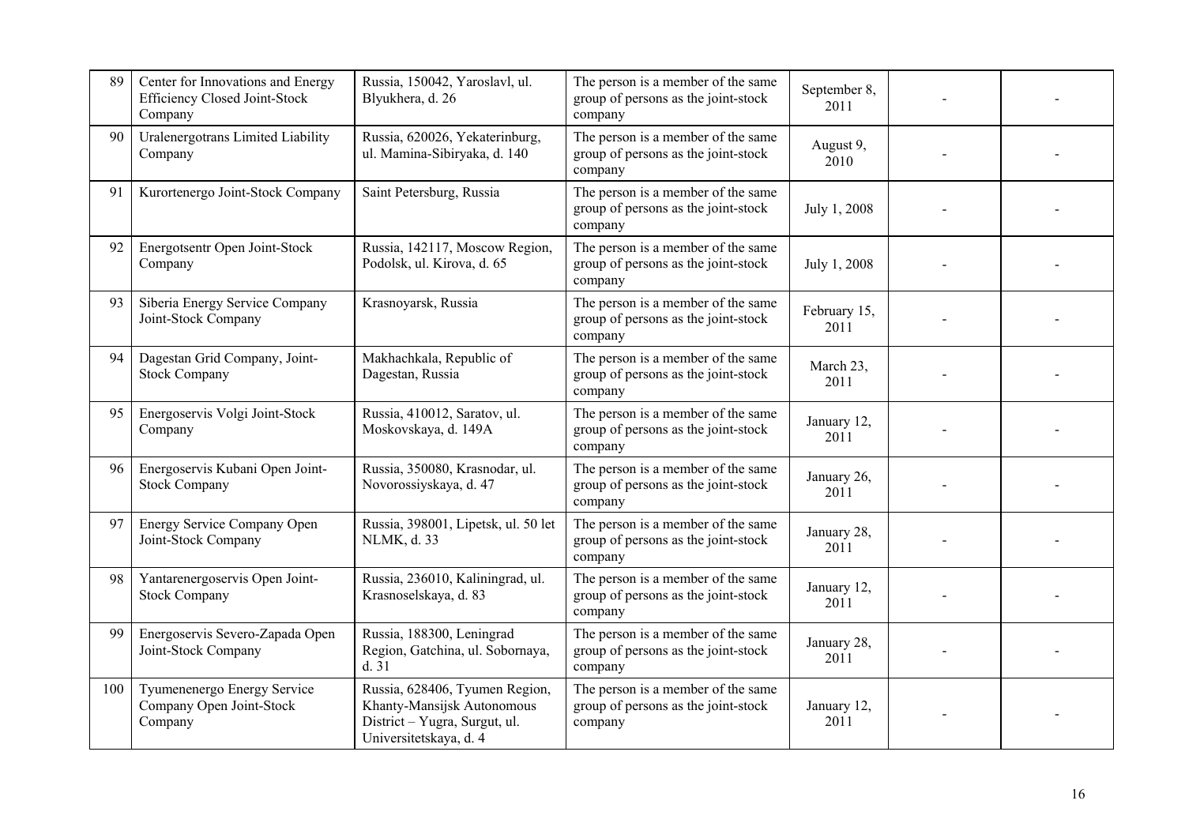| 89 | Center for Innovations and Energy Efficiency Closed Joint-Stock Company | Russia, 150042, Yaroslavl, ul. Blyukhera, d. 26 | The person is a member of the same group of persons as the joint-stock company | September 8, 2011 | - | - |
|---|---|---|---|---|---|---|
| 90 | Uralenergotrans Limited Liability Company | Russia, 620026, Yekaterinburg, ul. Mamina-Sibiryaka, d. 140 | The person is a member of the same group of persons as the joint-stock company | August 9, 2010 | - | - |
| 91 | Kurortenergo Joint-Stock Company | Saint Petersburg, Russia | The person is a member of the same group of persons as the joint-stock company | July 1, 2008 | - | - |
| 92 | Energotsentr Open Joint-Stock Company | Russia, 142117, Moscow Region, Podolsk, ul. Kirova, d. 65 | The person is a member of the same group of persons as the joint-stock company | July 1, 2008 | - | - |
| 93 | Siberia Energy Service Company Joint-Stock Company | Krasnoyarsk, Russia | The person is a member of the same group of persons as the joint-stock company | February 15, 2011 | - | - |
| 94 | Dagestan Grid Company, Joint-Stock Company | Makhachkala, Republic of Dagestan, Russia | The person is a member of the same group of persons as the joint-stock company | March 23, 2011 | - | - |
| 95 | Energoservis Volgi Joint-Stock Company | Russia, 410012, Saratov, ul. Moskovskaya, d. 149A | The person is a member of the same group of persons as the joint-stock company | January 12, 2011 | - | - |
| 96 | Energoservis Kubani Open Joint-Stock Company | Russia, 350080, Krasnodar, ul. Novorossiyskaya, d. 47 | The person is a member of the same group of persons as the joint-stock company | January 26, 2011 | - | - |
| 97 | Energy Service Company Open Joint-Stock Company | Russia, 398001, Lipetsk, ul. 50 let NLMK, d. 33 | The person is a member of the same group of persons as the joint-stock company | January 28, 2011 | - | - |
| 98 | Yantarenergoservis Open Joint-Stock Company | Russia, 236010, Kaliningrad, ul. Krasnoselskaya, d. 83 | The person is a member of the same group of persons as the joint-stock company | January 12, 2011 | - | - |
| 99 | Energoservis Severo-Zapada Open Joint-Stock Company | Russia, 188300, Leningrad Region, Gatchina, ul. Sobornaya, d. 31 | The person is a member of the same group of persons as the joint-stock company | January 28, 2011 | - | - |
| 100 | Tyumenenergo Energy Service Company Open Joint-Stock Company | Russia, 628406, Tyumen Region, Khanty-Mansijsk Autonomous District – Yugra, Surgut, ul. Universitetskaya, d. 4 | The person is a member of the same group of persons as the joint-stock company | January 12, 2011 | - | - |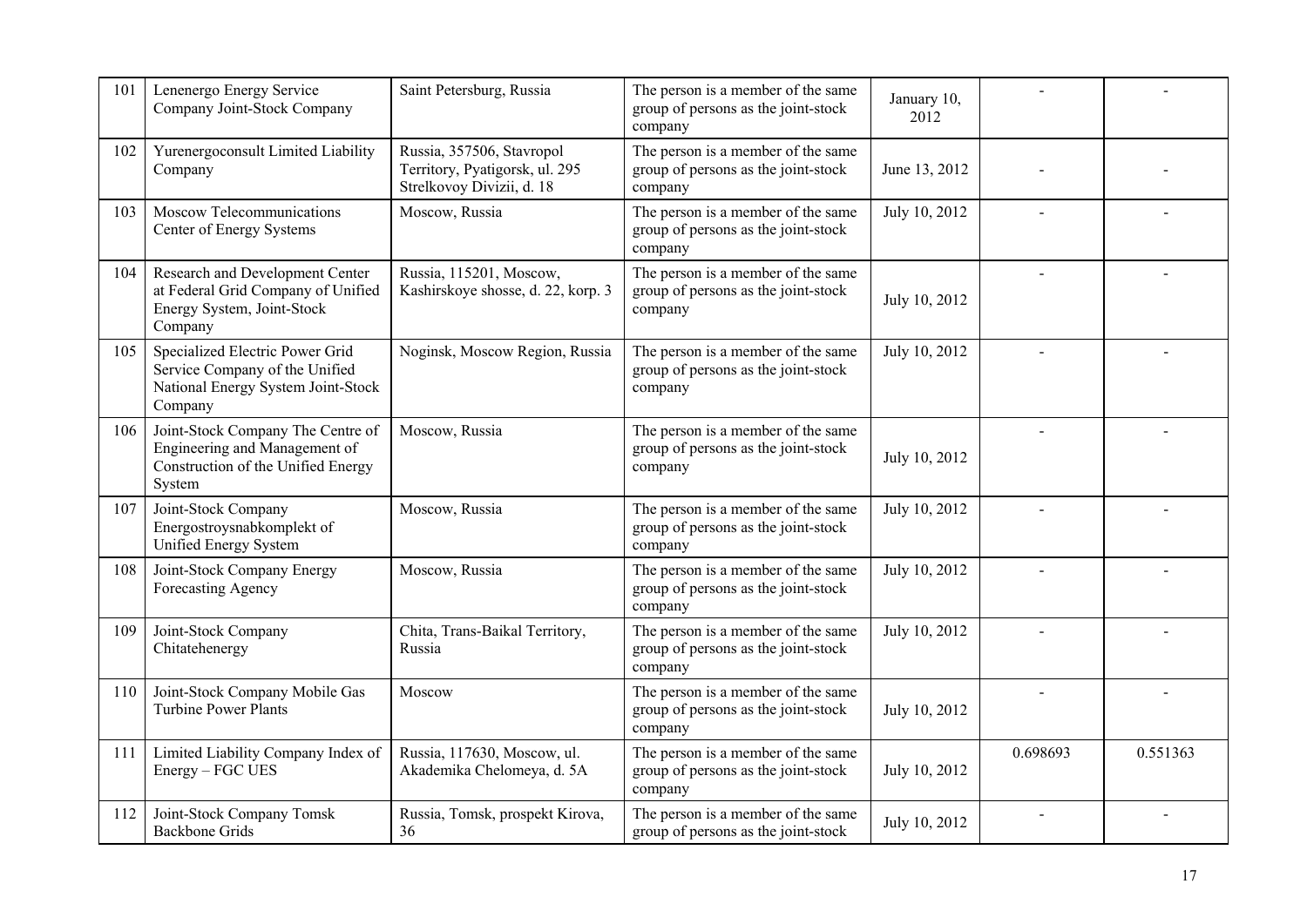| 101 | Lenenergo Energy Service Company Joint-Stock Company | Saint Petersburg, Russia | The person is a member of the same group of persons as the joint-stock company | January 10, 2012 | - | - |
|---|---|---|---|---|---|---|
| 102 | Yurenergoconsult Limited Liability Company | Russia, 357506, Stavropol Territory, Pyatigorsk, ul. 295 Strelkovoy Divizii, d. 18 | The person is a member of the same group of persons as the joint-stock company | June 13, 2012 | - | - |
| 103 | Moscow Telecommunications Center of Energy Systems | Moscow, Russia | The person is a member of the same group of persons as the joint-stock company | July 10, 2012 | - | - |
| 104 | Research and Development Center at Federal Grid Company of Unified Energy System, Joint-Stock Company | Russia, 115201, Moscow, Kashirskoye shosse, d. 22, korp. 3 | The person is a member of the same group of persons as the joint-stock company | July 10, 2012 | - | - |
| 105 | Specialized Electric Power Grid Service Company of the Unified National Energy System Joint-Stock Company | Noginsk, Moscow Region, Russia | The person is a member of the same group of persons as the joint-stock company | July 10, 2012 | - | - |
| 106 | Joint-Stock Company The Centre of Engineering and Management of Construction of the Unified Energy System | Moscow, Russia | The person is a member of the same group of persons as the joint-stock company | July 10, 2012 | - | - |
| 107 | Joint-Stock Company Energostroysnabkomplekt of Unified Energy System | Moscow, Russia | The person is a member of the same group of persons as the joint-stock company | July 10, 2012 | - | - |
| 108 | Joint-Stock Company Energy Forecasting Agency | Moscow, Russia | The person is a member of the same group of persons as the joint-stock company | July 10, 2012 | - | - |
| 109 | Joint-Stock Company Chitatehenergy | Chita, Trans-Baikal Territory, Russia | The person is a member of the same group of persons as the joint-stock company | July 10, 2012 | - | - |
| 110 | Joint-Stock Company Mobile Gas Turbine Power Plants | Moscow | The person is a member of the same group of persons as the joint-stock company | July 10, 2012 | - | - |
| 111 | Limited Liability Company Index of Energy – FGC UES | Russia, 117630, Moscow, ul. Akademika Chelomeya, d. 5A | The person is a member of the same group of persons as the joint-stock company | July 10, 2012 | 0.698693 | 0.551363 |
| 112 | Joint-Stock Company Tomsk Backbone Grids | Russia, Tomsk, prospekt Kirova, 36 | The person is a member of the same group of persons as the joint-stock | July 10, 2012 | - | - |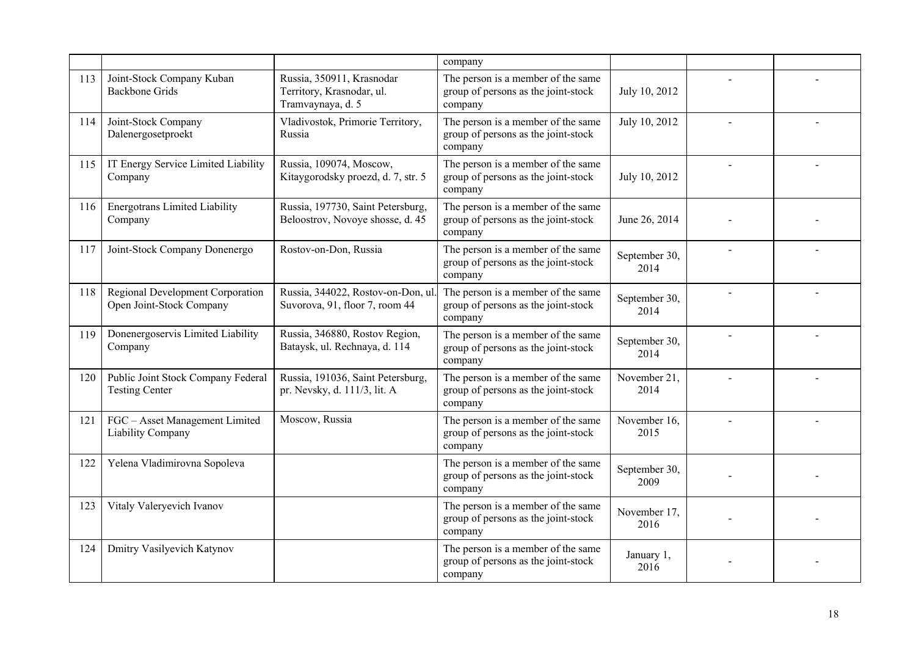| | | | company | | | |
|---|---|---|---|---|---|---|
| 113 | Joint-Stock Company Kuban Backbone Grids | Russia, 350911, Krasnodar Territory, Krasnodar, ul. Tramvaynaya, d. 5 | The person is a member of the same group of persons as the joint-stock company | July 10, 2012 | - | - |
| 114 | Joint-Stock Company Dalenergosetproekt | Vladivostok, Primorie Territory, Russia | The person is a member of the same group of persons as the joint-stock company | July 10, 2012 | - | - |
| 115 | IT Energy Service Limited Liability Company | Russia, 109074, Moscow, Kitaygorodsky proezd, d. 7, str. 5 | The person is a member of the same group of persons as the joint-stock company | July 10, 2012 | - | - |
| 116 | Energotrans Limited Liability Company | Russia, 197730, Saint Petersburg, Beloostrov, Novoye shosse, d. 45 | The person is a member of the same group of persons as the joint-stock company | June 26, 2014 | - | - |
| 117 | Joint-Stock Company Donenergo | Rostov-on-Don, Russia | The person is a member of the same group of persons as the joint-stock company | September 30, 2014 | - | - |
| 118 | Regional Development Corporation Open Joint-Stock Company | Russia, 344022, Rostov-on-Don, ul. Suvorova, 91, floor 7, room 44 | The person is a member of the same group of persons as the joint-stock company | September 30, 2014 | - | - |
| 119 | Donenergoservis Limited Liability Company | Russia, 346880, Rostov Region, Bataysk, ul. Rechnaya, d. 114 | The person is a member of the same group of persons as the joint-stock company | September 30, 2014 | - | - |
| 120 | Public Joint Stock Company Federal Testing Center | Russia, 191036, Saint Petersburg, pr. Nevsky, d. 111/3, lit. A | The person is a member of the same group of persons as the joint-stock company | November 21, 2014 | - | - |
| 121 | FGC – Asset Management Limited Liability Company | Moscow, Russia | The person is a member of the same group of persons as the joint-stock company | November 16, 2015 | - | - |
| 122 | Yelena Vladimirovna Sopoleva | | The person is a member of the same group of persons as the joint-stock company | September 30, 2009 | - | - |
| 123 | Vitaly Valeryevich Ivanov | | The person is a member of the same group of persons as the joint-stock company | November 17, 2016 | - | - |
| 124 | Dmitry Vasilyevich Katynov | | The person is a member of the same group of persons as the joint-stock company | January 1, 2016 | - | - |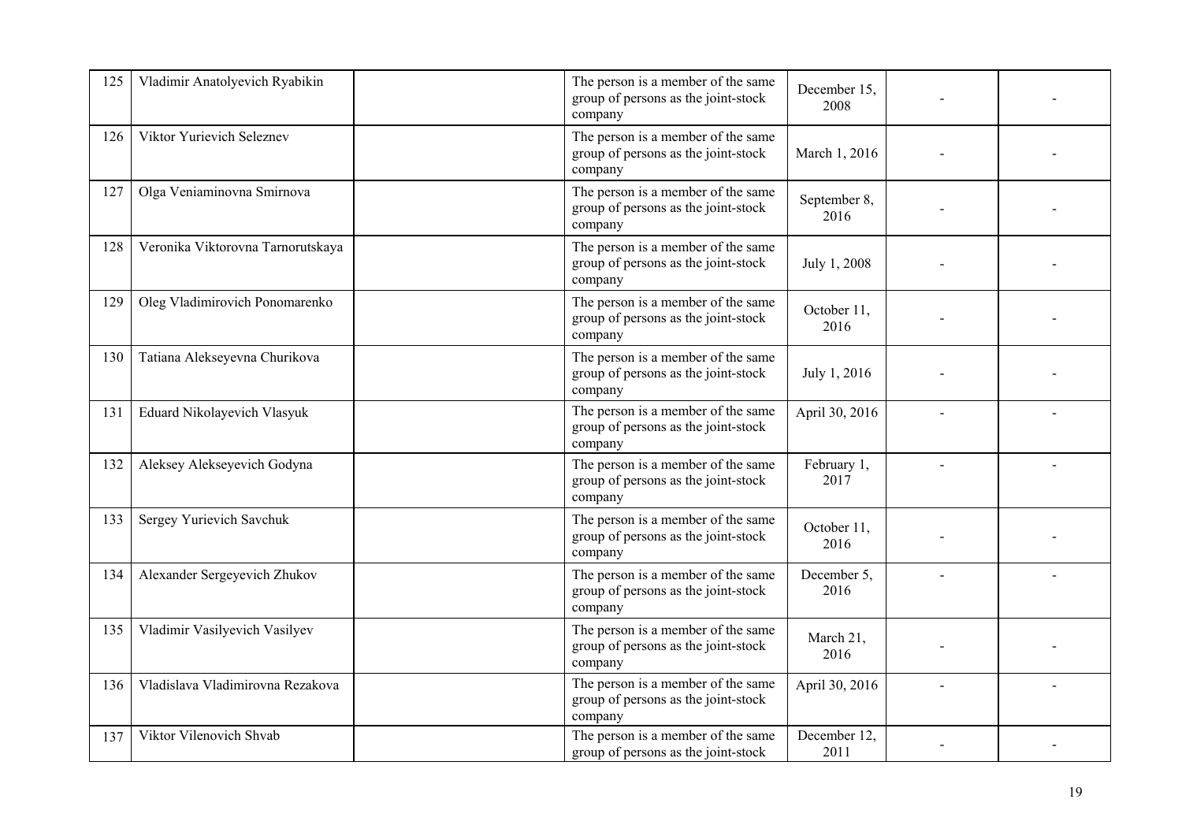| 125 | Vladimir Anatolyevich Ryabikin | | The person is a member of the same group of persons as the joint-stock company | December 15, 2008 | - | - |
|---|---|---|---|---|---|---|
| 126 | Viktor Yurievich Seleznev | | The person is a member of the same group of persons as the joint-stock company | March 1, 2016 | - | - |
| 127 | Olga Veniaminovna Smirnova | | The person is a member of the same group of persons as the joint-stock company | September 8, 2016 | - | - |
| 128 | Veronika Viktorovna Tarnorutskaya | | The person is a member of the same group of persons as the joint-stock company | July 1, 2008 | - | - |
| 129 | Oleg Vladimirovich Ponomarenko | | The person is a member of the same group of persons as the joint-stock company | October 11, 2016 | - | - |
| 130 | Tatiana Alekseyevna Churikova | | The person is a member of the same group of persons as the joint-stock company | July 1, 2016 | - | - |
| 131 | Eduard Nikolayevich Vlasyuk | | The person is a member of the same group of persons as the joint-stock company | April 30, 2016 | - | - |
| 132 | Aleksey Alekseyevich Godyna | | The person is a member of the same group of persons as the joint-stock company | February 1, 2017 | - | - |
| 133 | Sergey Yurievich Savchuk | | The person is a member of the same group of persons as the joint-stock company | October 11, 2016 | - | - |
| 134 | Alexander Sergeyevich Zhukov | | The person is a member of the same group of persons as the joint-stock company | December 5, 2016 | - | - |
| 135 | Vladimir Vasilyevich Vasilyev | | The person is a member of the same group of persons as the joint-stock company | March 21, 2016 | - | - |
| 136 | Vladislava Vladimirovna Rezakova | | The person is a member of the same group of persons as the joint-stock company | April 30, 2016 | - | - |
| 137 | Viktor Vilenovich Shvab | | The person is a member of the same group of persons as the joint-stock | December 12, 2011 | - | - |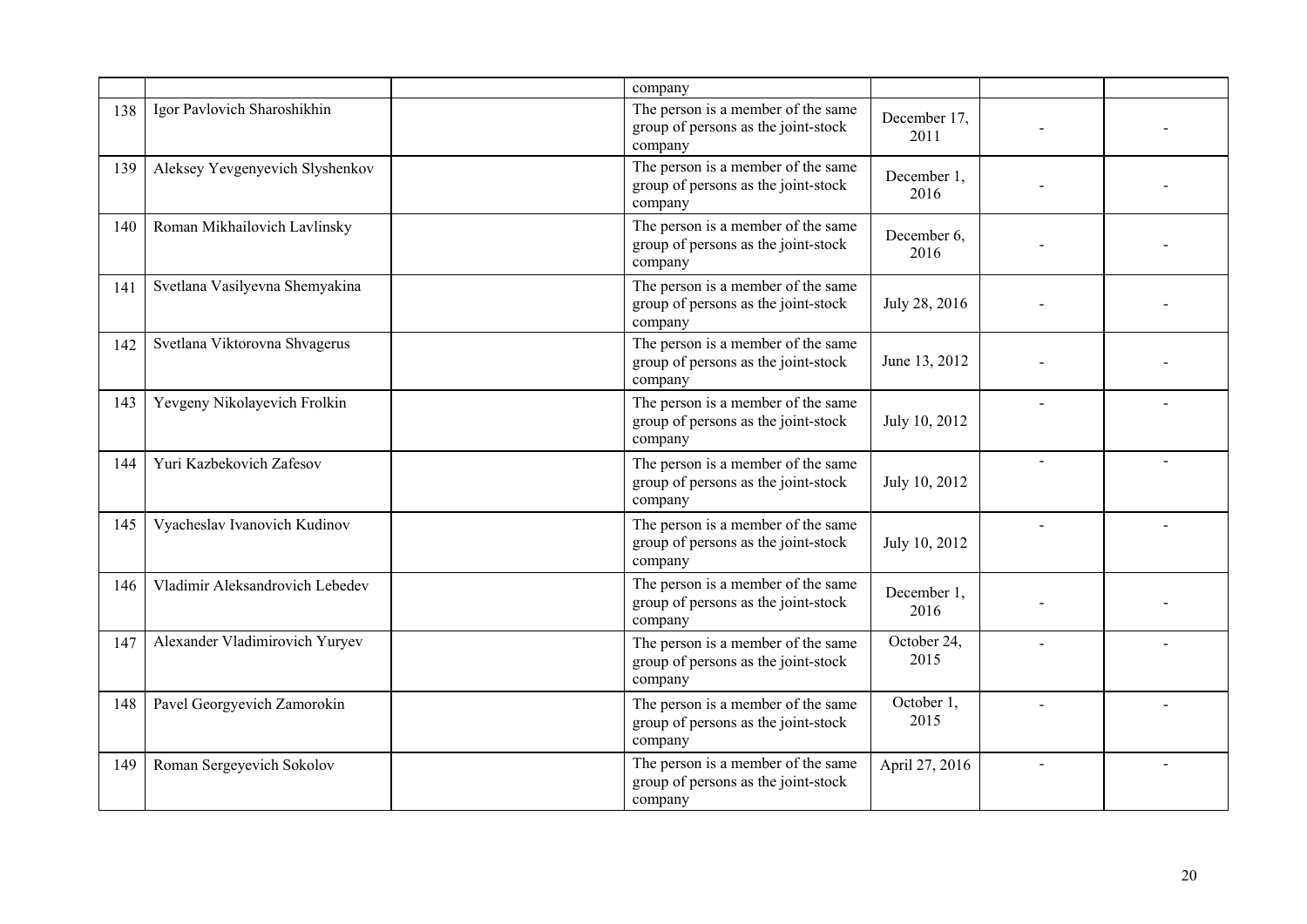|  |  |  | company |  |  |  |
|---|---|---|---|---|---|---|
| 138 | Igor Pavlovich Sharoshikhin |  | The person is a member of the same group of persons as the joint-stock company | December 17, 2011 | - | - |
| 139 | Aleksey Yevgenyevich Slyshenkov |  | The person is a member of the same group of persons as the joint-stock company | December 1, 2016 | - | - |
| 140 | Roman Mikhailovich Lavlinsky |  | The person is a member of the same group of persons as the joint-stock company | December 6, 2016 | - | - |
| 141 | Svetlana Vasilyevna Shemyakina |  | The person is a member of the same group of persons as the joint-stock company | July 28, 2016 | - | - |
| 142 | Svetlana Viktorovna Shvagerus |  | The person is a member of the same group of persons as the joint-stock company | June 13, 2012 | - | - |
| 143 | Yevgeny Nikolayevich Frolkin |  | The person is a member of the same group of persons as the joint-stock company | July 10, 2012 | - | - |
| 144 | Yuri Kazbekovich Zafesov |  | The person is a member of the same group of persons as the joint-stock company | July 10, 2012 | - | - |
| 145 | Vyacheslav Ivanovich Kudinov |  | The person is a member of the same group of persons as the joint-stock company | July 10, 2012 | - | - |
| 146 | Vladimir Aleksandrovich Lebedev |  | The person is a member of the same group of persons as the joint-stock company | December 1, 2016 | - | - |
| 147 | Alexander Vladimirovich Yuryev |  | The person is a member of the same group of persons as the joint-stock company | October 24, 2015 | - | - |
| 148 | Pavel Georgyevich Zamorokin |  | The person is a member of the same group of persons as the joint-stock company | October 1, 2015 | - | - |
| 149 | Roman Sergeyevich Sokolov |  | The person is a member of the same group of persons as the joint-stock company | April 27, 2016 | - | - |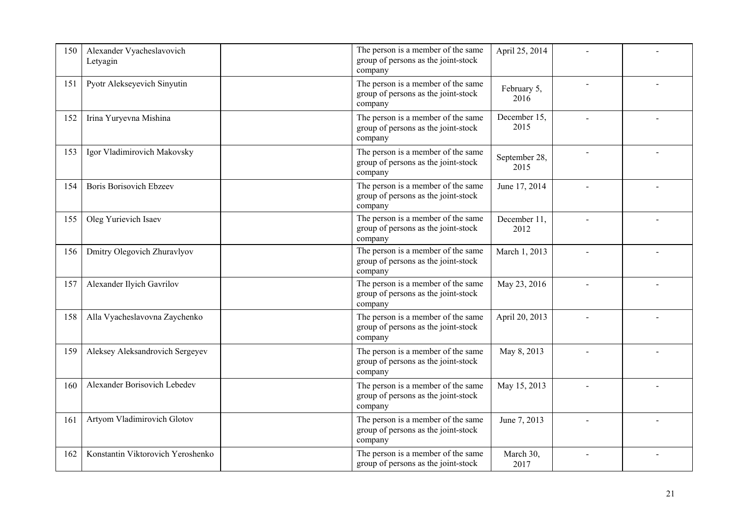| 150 | Alexander Vyacheslavovich Letyagin | | The person is a member of the same group of persons as the joint-stock company | April 25, 2014 | - | - |
|---|---|---|---|---|---|---|
| 151 | Pyotr Alekseyevich Sinyutin | | The person is a member of the same group of persons as the joint-stock company | February 5, 2016 | - | - |
| 152 | Irina Yuryevna Mishina | | The person is a member of the same group of persons as the joint-stock company | December 15, 2015 | - | - |
| 153 | Igor Vladimirovich Makovsky | | The person is a member of the same group of persons as the joint-stock company | September 28, 2015 | - | - |
| 154 | Boris Borisovich Ebzeev | | The person is a member of the same group of persons as the joint-stock company | June 17, 2014 | - | - |
| 155 | Oleg Yurievich Isaev | | The person is a member of the same group of persons as the joint-stock company | December 11, 2012 | - | - |
| 156 | Dmitry Olegovich Zhuravlyov | | The person is a member of the same group of persons as the joint-stock company | March 1, 2013 | - | - |
| 157 | Alexander Ilyich Gavrilov | | The person is a member of the same group of persons as the joint-stock company | May 23, 2016 | - | - |
| 158 | Alla Vyacheslavovna Zaychenko | | The person is a member of the same group of persons as the joint-stock company | April 20, 2013 | - | - |
| 159 | Aleksey Aleksandrovich Sergeyev | | The person is a member of the same group of persons as the joint-stock company | May 8, 2013 | - | - |
| 160 | Alexander Borisovich Lebedev | | The person is a member of the same group of persons as the joint-stock company | May 15, 2013 | - | - |
| 161 | Artyom Vladimirovich Glotov | | The person is a member of the same group of persons as the joint-stock company | June 7, 2013 | - | - |
| 162 | Konstantin Viktorovich Yeroshenko | | The person is a member of the same group of persons as the joint-stock | March 30, 2017 | - | - |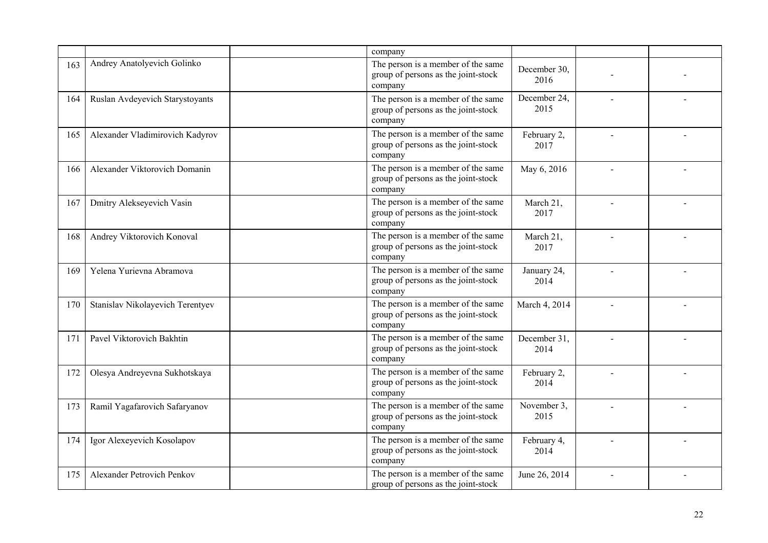| | | | | | | |
|---|---|---|---|---|---|---|
| | | | company | | | |
| 163 | Andrey Anatolyevich Golinko | | The person is a member of the same group of persons as the joint-stock company | December 30, 2016 | - | - |
| 164 | Ruslan Avdeyevich Starystoyants | | The person is a member of the same group of persons as the joint-stock company | December 24, 2015 | - | - |
| 165 | Alexander Vladimirovich Kadyrov | | The person is a member of the same group of persons as the joint-stock company | February 2, 2017 | - | - |
| 166 | Alexander Viktorovich Domanin | | The person is a member of the same group of persons as the joint-stock company | May 6, 2016 | - | - |
| 167 | Dmitry Alekseyevich Vasin | | The person is a member of the same group of persons as the joint-stock company | March 21, 2017 | - | - |
| 168 | Andrey Viktorovich Konoval | | The person is a member of the same group of persons as the joint-stock company | March 21, 2017 | - | - |
| 169 | Yelena Yurievna Abramova | | The person is a member of the same group of persons as the joint-stock company | January 24, 2014 | - | - |
| 170 | Stanislav Nikolayevich Terentyev | | The person is a member of the same group of persons as the joint-stock company | March 4, 2014 | - | - |
| 171 | Pavel Viktorovich Bakhtin | | The person is a member of the same group of persons as the joint-stock company | December 31, 2014 | - | - |
| 172 | Olesya Andreyevna Sukhotskaya | | The person is a member of the same group of persons as the joint-stock company | February 2, 2014 | - | - |
| 173 | Ramil Yagafarovich Safaryanov | | The person is a member of the same group of persons as the joint-stock company | November 3, 2015 | - | - |
| 174 | Igor Alexeyevich Kosolapov | | The person is a member of the same group of persons as the joint-stock company | February 4, 2014 | - | - |
| 175 | Alexander Petrovich Penkov | | The person is a member of the same group of persons as the joint-stock | June 26, 2014 | - | - |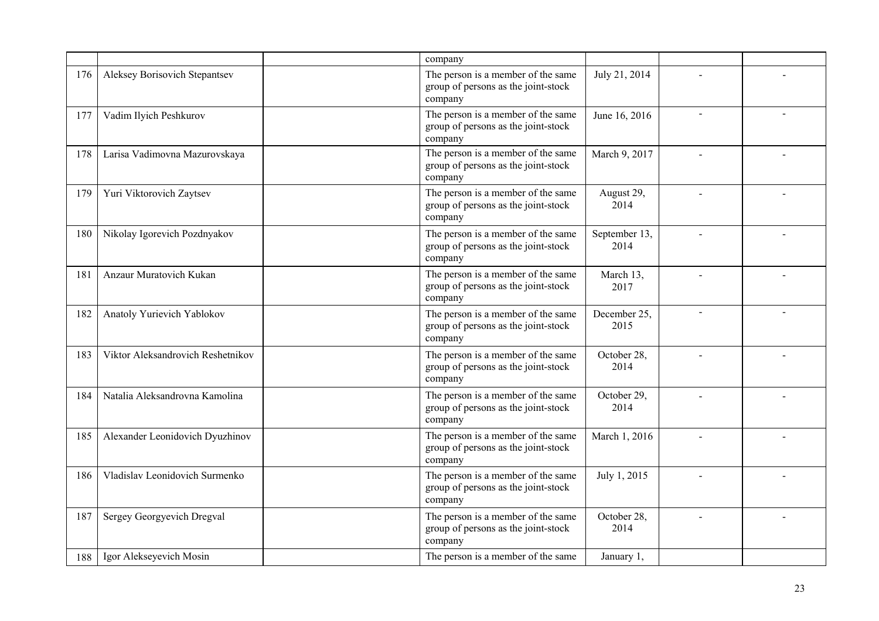| | | | | | | |
|---|---|---|---|---|---|---|
| | | | company | | | |
| 176 | Aleksey Borisovich Stepantsev | | The person is a member of the same group of persons as the joint-stock company | July 21, 2014 | - | - |
| 177 | Vadim Ilyich Peshkurov | | The person is a member of the same group of persons as the joint-stock company | June 16, 2016 | - | - |
| 178 | Larisa Vadimovna Mazurovskaya | | The person is a member of the same group of persons as the joint-stock company | March 9, 2017 | - | - |
| 179 | Yuri Viktorovich Zaytsev | | The person is a member of the same group of persons as the joint-stock company | August 29, 2014 | - | - |
| 180 | Nikolay Igorevich Pozdnyakov | | The person is a member of the same group of persons as the joint-stock company | September 13, 2014 | - | - |
| 181 | Anzaur Muratovich Kukan | | The person is a member of the same group of persons as the joint-stock company | March 13, 2017 | - | - |
| 182 | Anatoly Yurievich Yablokov | | The person is a member of the same group of persons as the joint-stock company | December 25, 2015 | - | - |
| 183 | Viktor Aleksandrovich Reshetnikov | | The person is a member of the same group of persons as the joint-stock company | October 28, 2014 | - | - |
| 184 | Natalia Aleksandrovna Kamolina | | The person is a member of the same group of persons as the joint-stock company | October 29, 2014 | - | - |
| 185 | Alexander Leonidovich Dyuzhinov | | The person is a member of the same group of persons as the joint-stock company | March 1, 2016 | - | - |
| 186 | Vladislav Leonidovich Surmenko | | The person is a member of the same group of persons as the joint-stock company | July 1, 2015 | - | - |
| 187 | Sergey Georgyevich Dregval | | The person is a member of the same group of persons as the joint-stock company | October 28, 2014 | - | - |
| 188 | Igor Alekseyevich Mosin | | The person is a member of the same | January 1, | | |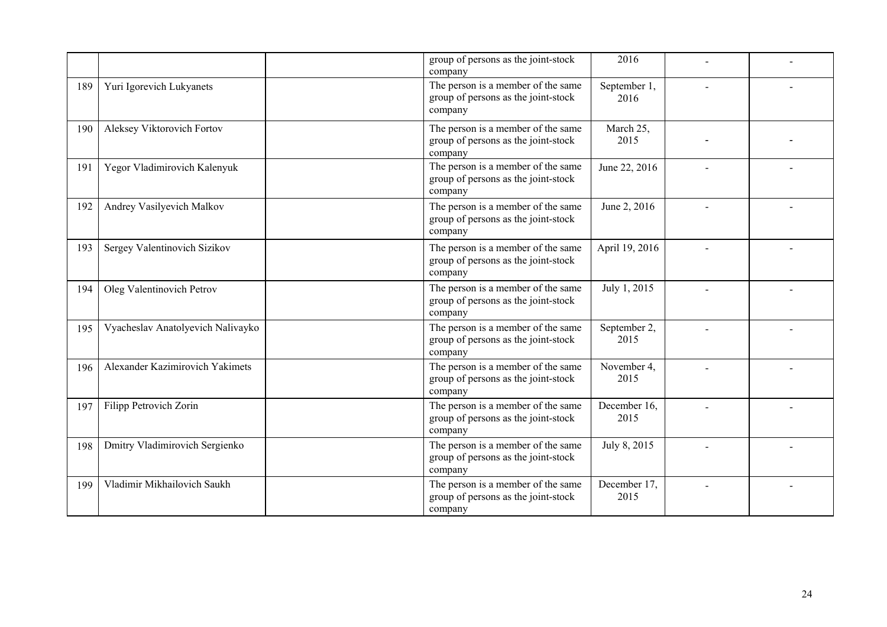| | | | | | | |
|---|---|---|---|---|---|---|
| | | | group of persons as the joint-stock company | 2016 | - | - |
| 189 | Yuri Igorevich Lukyanets | | The person is a member of the same group of persons as the joint-stock company | September 1, 2016 | - | - |
| 190 | Aleksey Viktorovich Fortov | | The person is a member of the same group of persons as the joint-stock company | March 25, 2015 | - | - |
| 191 | Yegor Vladimirovich Kalenyuk | | The person is a member of the same group of persons as the joint-stock company | June 22, 2016 | - | - |
| 192 | Andrey Vasilyevich Malkov | | The person is a member of the same group of persons as the joint-stock company | June 2, 2016 | - | - |
| 193 | Sergey Valentinovich Sizikov | | The person is a member of the same group of persons as the joint-stock company | April 19, 2016 | - | - |
| 194 | Oleg Valentinovich Petrov | | The person is a member of the same group of persons as the joint-stock company | July 1, 2015 | - | - |
| 195 | Vyacheslav Anatolyevich Nalivayko | | The person is a member of the same group of persons as the joint-stock company | September 2, 2015 | - | - |
| 196 | Alexander Kazimirovich Yakimets | | The person is a member of the same group of persons as the joint-stock company | November 4, 2015 | - | - |
| 197 | Filipp Petrovich Zorin | | The person is a member of the same group of persons as the joint-stock company | December 16, 2015 | - | - |
| 198 | Dmitry Vladimirovich Sergienko | | The person is a member of the same group of persons as the joint-stock company | July 8, 2015 | - | - |
| 199 | Vladimir Mikhailovich Saukh | | The person is a member of the same group of persons as the joint-stock company | December 17, 2015 | - | - |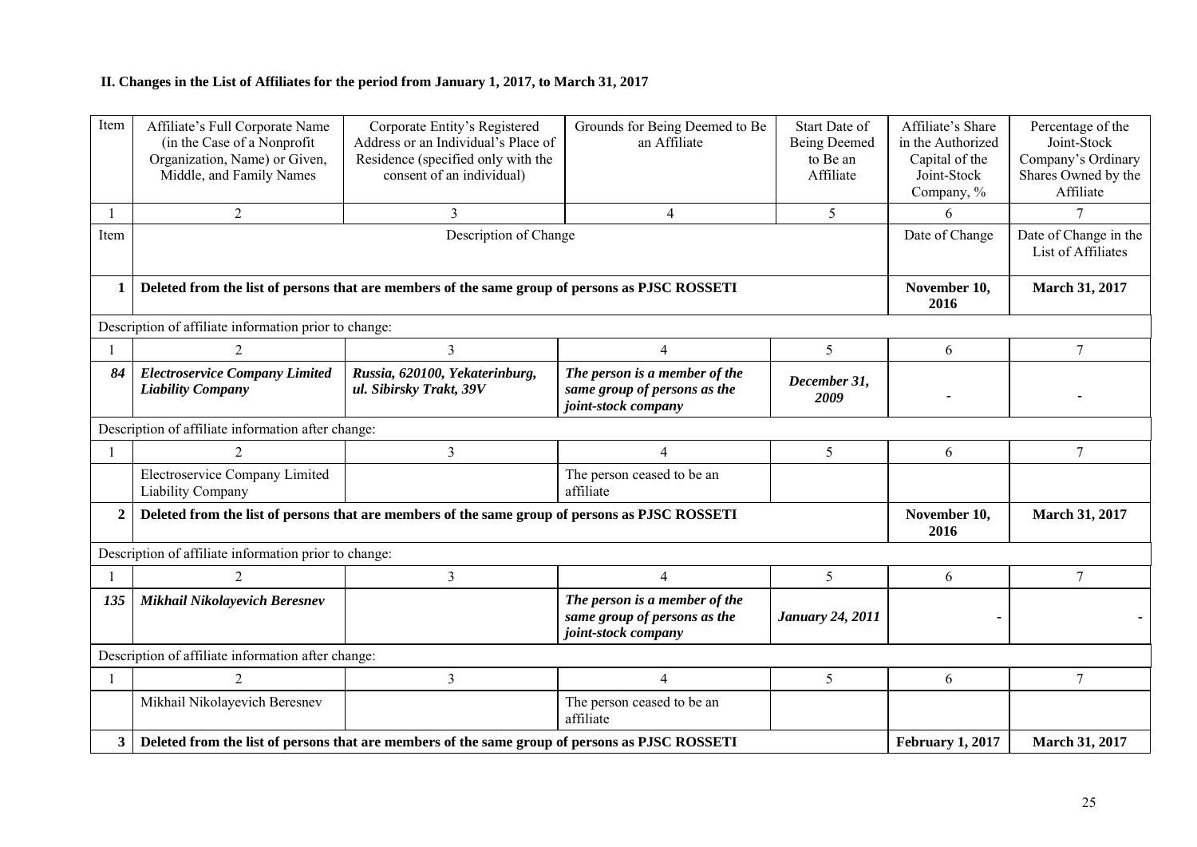## II. Changes in the List of Affiliates for the period from January 1, 2017, to March 31, 2017

| Item | Affiliate's Full Corporate Name (in the Case of a Nonprofit Organization, Name) or Given, Middle, and Family Names | Corporate Entity's Registered Address or an Individual's Place of Residence (specified only with the consent of an individual) | Grounds for Being Deemed to Be an Affiliate | Start Date of Being Deemed to Be an Affiliate | Affiliate's Share in the Authorized Capital of the Joint-Stock Company, % | Percentage of the Joint-Stock Company's Ordinary Shares Owned by the Affiliate |
|---|---|---|---|---|---|---|
| 1 | 2 | 3 | 4 | 5 | 6 | 7 |
| Item | Description of Change | | | | Date of Change | Date of Change in the List of Affiliates |
| **1** | **Deleted from the list of persons that are members of the same group of persons as PJSC ROSSETI** | | | | **November 10, 2016** | **March 31, 2017** |
| Description of affiliate information prior to change: | | | | | | |
| 1 | 2 | 3 | 4 | 5 | 6 | 7 |
| ***84*** | ***Electroservice Company Limited Liability Company*** | ***Russia, 620100, Yekaterinburg, ul. Sibirsky Trakt, 39V*** | ***The person is a member of the same group of persons as the joint-stock company*** | ***December 31, 2009*** | - | - |
| Description of affiliate information after change: | | | | | | |
| 1 | 2 | 3 | 4 | 5 | 6 | 7 |
| | Electroservice Company Limited Liability Company | | The person ceased to be an affiliate | | | |
| **2** | **Deleted from the list of persons that are members of the same group of persons as PJSC ROSSETI** | | | | **November 10, 2016** | **March 31, 2017** |
| Description of affiliate information prior to change: | | | | | | |
| 1 | 2 | 3 | 4 | 5 | 6 | 7 |
| ***135*** | ***Mikhail Nikolayevich Beresnev*** | | ***The person is a member of the same group of persons as the joint-stock company*** | ***January 24, 2011*** | - | - |
| Description of affiliate information after change: | | | | | | |
| 1 | 2 | 3 | 4 | 5 | 6 | 7 |
| | Mikhail Nikolayevich Beresnev | | The person ceased to be an affiliate | | | |
| **3** | **Deleted from the list of persons that are members of the same group of persons as PJSC ROSSETI** | | | | **February 1, 2017** | **March 31, 2017** |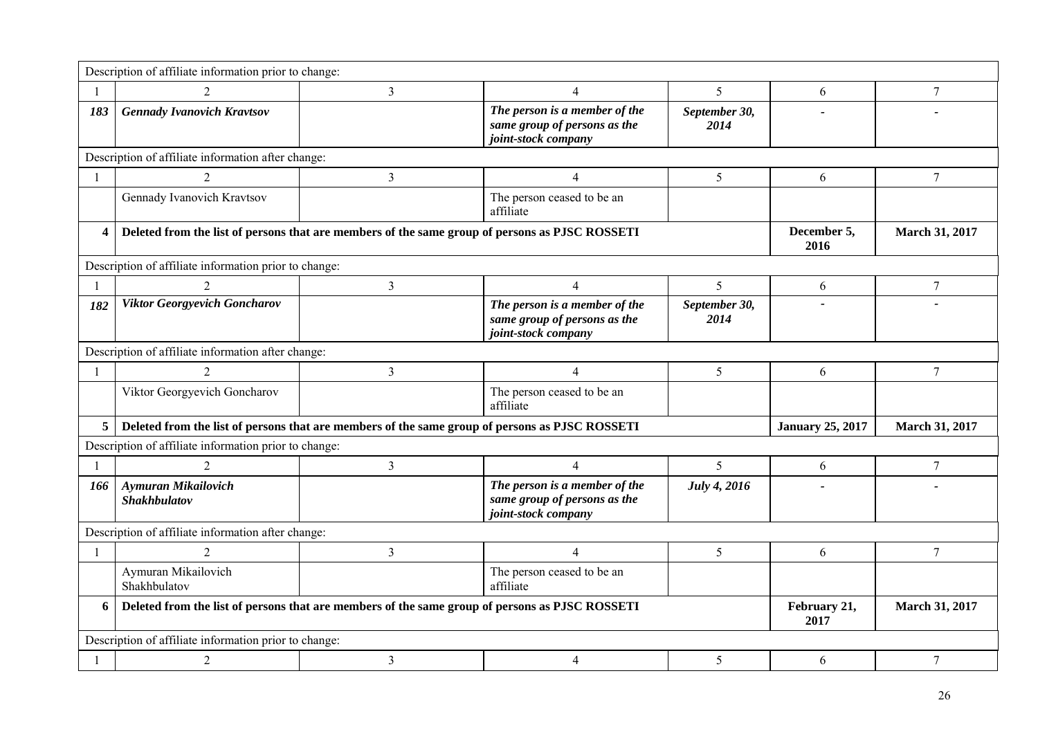| Description of affiliate information prior to change: | | | | | | |
|---|---|---|---|---|---|---|
| 1 | 2 | 3 | 4 | 5 | 6 | 7 |
| ***183*** | ***Gennady Ivanovich Kravtsov*** | | ***The person is a member of the same group of persons as the joint-stock company*** | ***September 30, 2014*** | - | - |
| Description of affiliate information after change: | | | | | | |
| 1 | 2 | 3 | 4 | 5 | 6 | 7 |
| | Gennady Ivanovich Kravtsov | | The person ceased to be an affiliate | | | |
| **4** | **Deleted from the list of persons that are members of the same group of persons as PJSC ROSSETI** | | | | **December 5, 2016** | **March 31, 2017** |
| Description of affiliate information prior to change: | | | | | | |
| 1 | 2 | 3 | 4 | 5 | 6 | 7 |
| ***182*** | ***Viktor Georgyevich Goncharov*** | | ***The person is a member of the same group of persons as the joint-stock company*** | ***September 30, 2014*** | - | - |
| Description of affiliate information after change: | | | | | | |
| 1 | 2 | 3 | 4 | 5 | 6 | 7 |
| | Viktor Georgyevich Goncharov | | The person ceased to be an affiliate | | | |
| **5** | **Deleted from the list of persons that are members of the same group of persons as PJSC ROSSETI** | | | | **January 25, 2017** | **March 31, 2017** |
| Description of affiliate information prior to change: | | | | | | |
| 1 | 2 | 3 | 4 | 5 | 6 | 7 |
| ***166*** | ***Aymuran Mikailovich Shakhbulatov*** | | ***The person is a member of the same group of persons as the joint-stock company*** | ***July 4, 2016*** | - | - |
| Description of affiliate information after change: | | | | | | |
| 1 | 2 | 3 | 4 | 5 | 6 | 7 |
| | Aymuran Mikailovich Shakhbulatov | | The person ceased to be an affiliate | | | |
| **6** | **Deleted from the list of persons that are members of the same group of persons as PJSC ROSSETI** | | | | **February 21, 2017** | **March 31, 2017** |
| Description of affiliate information prior to change: | | | | | | |
| 1 | 2 | 3 | 4 | 5 | 6 | 7 |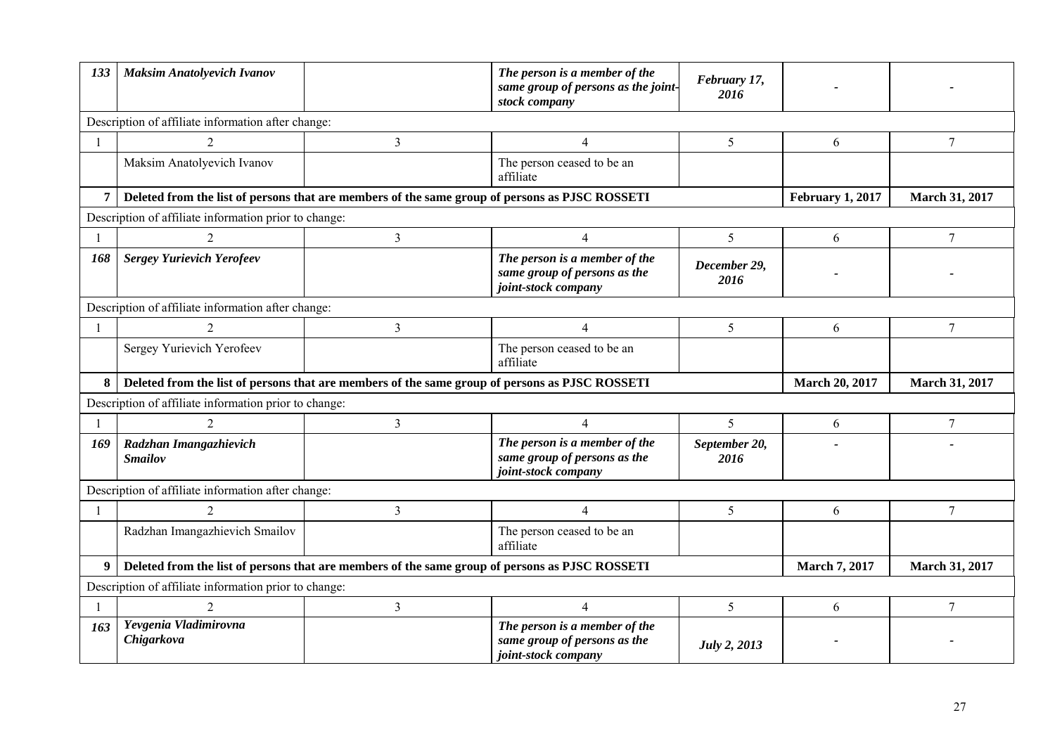| 133 | *Maksim Anatolyevich Ivanov* | | *The person is a member of the same group of persons as the joint-stock company* | *February 17, 2016* | - | - |
|---|---|---|---|---|---|---|
| Description of affiliate information after change: | | | | | | |
| 1 | 2 | 3 | 4 | 5 | 6 | 7 |
| | Maksim Anatolyevich Ivanov | | The person ceased to be an affiliate | | | |
| **7** | **Deleted from the list of persons that are members of the same group of persons as PJSC ROSSETI** | | | | **February 1, 2017** | **March 31, 2017** |
| Description of affiliate information prior to change: | | | | | | |
| 1 | 2 | 3 | 4 | 5 | 6 | 7 |
| *168* | *Sergey Yurievich Yerofeev* | | *The person is a member of the same group of persons as the joint-stock company* | *December 29, 2016* | - | - |
| Description of affiliate information after change: | | | | | | |
| 1 | 2 | 3 | 4 | 5 | 6 | 7 |
| | Sergey Yurievich Yerofeev | | The person ceased to be an affiliate | | | |
| **8** | **Deleted from the list of persons that are members of the same group of persons as PJSC ROSSETI** | | | | **March 20, 2017** | **March 31, 2017** |
| Description of affiliate information prior to change: | | | | | | |
| 1 | 2 | 3 | 4 | 5 | 6 | 7 |
| *169* | *Radzhan Imangazhievich Smailov* | | *The person is a member of the same group of persons as the joint-stock company* | *September 20, 2016* | - | - |
| Description of affiliate information after change: | | | | | | |
| 1 | 2 | 3 | 4 | 5 | 6 | 7 |
| | Radzhan Imangazhievich Smailov | | The person ceased to be an affiliate | | | |
| **9** | **Deleted from the list of persons that are members of the same group of persons as PJSC ROSSETI** | | | | **March 7, 2017** | **March 31, 2017** |
| Description of affiliate information prior to change: | | | | | | |
| 1 | 2 | 3 | 4 | 5 | 6 | 7 |
| *163* | *Yevgenia Vladimirovna Chigarkova* | | *The person is a member of the same group of persons as the joint-stock company* | *July 2, 2013* | - | - |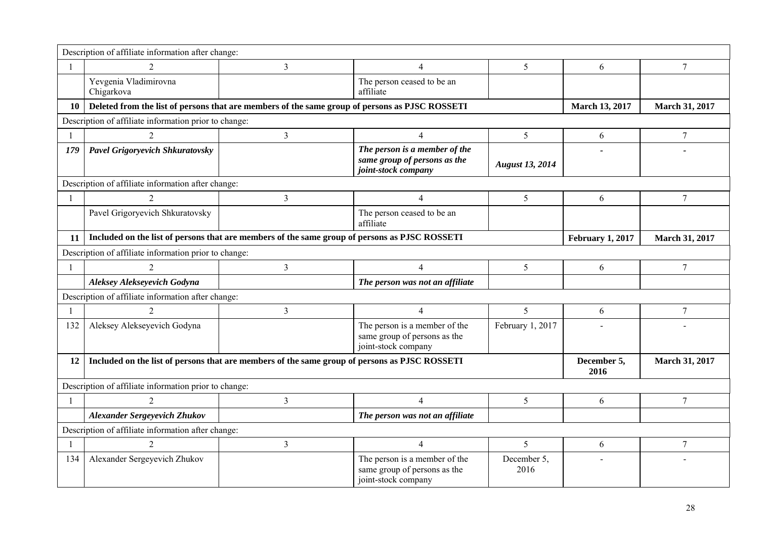| Description of affiliate information after change: | | | | | | |
|---|---|---|---|---|---|---|
| 1 | 2 | 3 | 4 | 5 | 6 | 7 |
| | Yevgenia Vladimirovna Chigarkova | | The person ceased to be an affiliate | | | |
| **10** | **Deleted from the list of persons that are members of the same group of persons as PJSC ROSSETI** | | | | **March 13, 2017** | **March 31, 2017** |
| Description of affiliate information prior to change: | | | | | | |
| 1 | 2 | 3 | 4 | 5 | 6 | 7 |
| ***179*** | ***Pavel Grigoryevich Shkuratovsky*** | | ***The person is a member of the same group of persons as the joint-stock company*** | ***August 13, 2014*** | - | - |
| Description of affiliate information after change: | | | | | | |
| 1 | 2 | 3 | 4 | 5 | 6 | 7 |
| | Pavel Grigoryevich Shkuratovsky | | The person ceased to be an affiliate | | | |
| **11** | **Included on the list of persons that are members of the same group of persons as PJSC ROSSETI** | | | | **February 1, 2017** | **March 31, 2017** |
| Description of affiliate information prior to change: | | | | | | |
| 1 | 2 | 3 | 4 | 5 | 6 | 7 |
| | ***Aleksey Alekseyevich Godyna*** | | ***The person was not an affiliate*** | | | |
| Description of affiliate information after change: | | | | | | |
| 1 | 2 | 3 | 4 | 5 | 6 | 7 |
| 132 | Aleksey Alekseyevich Godyna | | The person is a member of the same group of persons as the joint-stock company | February 1, 2017 | - | - |
| **12** | **Included on the list of persons that are members of the same group of persons as PJSC ROSSETI** | | | | **December 5, 2016** | **March 31, 2017** |
| Description of affiliate information prior to change: | | | | | | |
| 1 | 2 | 3 | 4 | 5 | 6 | 7 |
| | ***Alexander Sergeyevich Zhukov*** | | ***The person was not an affiliate*** | | | |
| Description of affiliate information after change: | | | | | | |
| 1 | 2 | 3 | 4 | 5 | 6 | 7 |
| 134 | Alexander Sergeyevich Zhukov | | The person is a member of the same group of persons as the joint-stock company | December 5, 2016 | - | - |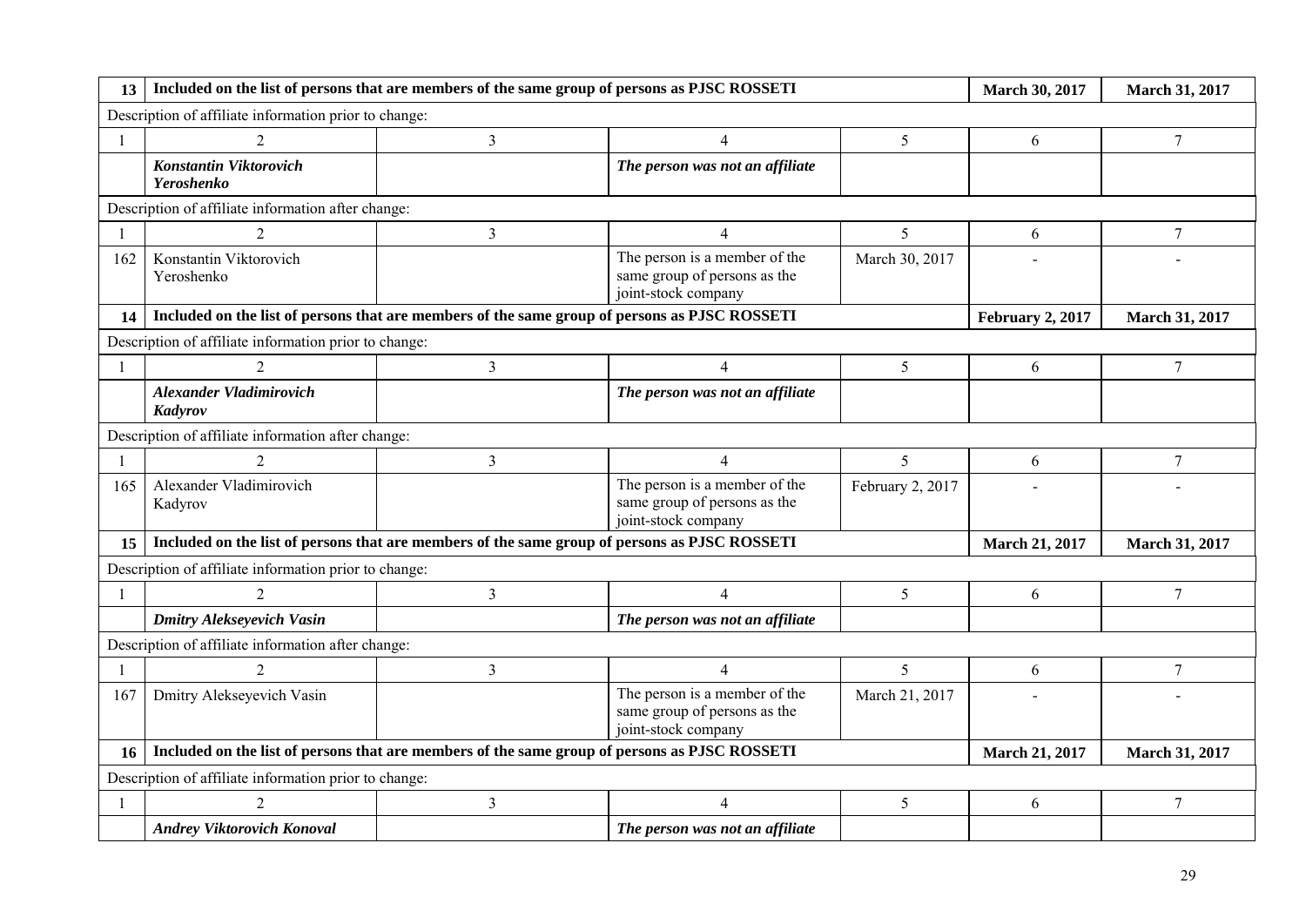| 13 | Included on the list of persons that are members of the same group of persons as PJSC ROSSETI | | | | March 30, 2017 | March 31, 2017 |
|---|---|---|---|---|---|---|
| Description of affiliate information prior to change: | | | | | | |
| 1 | 2 | 3 | 4 | 5 | 6 | 7 |
| | ***Konstantin Viktorovich Yeroshenko*** | | ***The person was not an affiliate*** | | | |
| Description of affiliate information after change: | | | | | | |
| 1 | 2 | 3 | 4 | 5 | 6 | 7 |
| 162 | Konstantin Viktorovich Yeroshenko | | The person is a member of the same group of persons as the joint-stock company | March 30, 2017 | - | - |
| **14** | **Included on the list of persons that are members of the same group of persons as PJSC ROSSETI** | | | | **February 2, 2017** | **March 31, 2017** |
| Description of affiliate information prior to change: | | | | | | |
| 1 | 2 | 3 | 4 | 5 | 6 | 7 |
| | ***Alexander Vladimirovich Kadyrov*** | | ***The person was not an affiliate*** | | | |
| Description of affiliate information after change: | | | | | | |
| 1 | 2 | 3 | 4 | 5 | 6 | 7 |
| 165 | Alexander Vladimirovich Kadyrov | | The person is a member of the same group of persons as the joint-stock company | February 2, 2017 | - | - |
| **15** | **Included on the list of persons that are members of the same group of persons as PJSC ROSSETI** | | | | **March 21, 2017** | **March 31, 2017** |
| Description of affiliate information prior to change: | | | | | | |
| 1 | 2 | 3 | 4 | 5 | 6 | 7 |
| | ***Dmitry Alekseyevich Vasin*** | | ***The person was not an affiliate*** | | | |
| Description of affiliate information after change: | | | | | | |
| 1 | 2 | 3 | 4 | 5 | 6 | 7 |
| 167 | Dmitry Alekseyevich Vasin | | The person is a member of the same group of persons as the joint-stock company | March 21, 2017 | - | - |
| **16** | **Included on the list of persons that are members of the same group of persons as PJSC ROSSETI** | | | | **March 21, 2017** | **March 31, 2017** |
| Description of affiliate information prior to change: | | | | | | |
| 1 | 2 | 3 | 4 | 5 | 6 | 7 |
| | ***Andrey Viktorovich Konoval*** | | ***The person was not an affiliate*** | | | |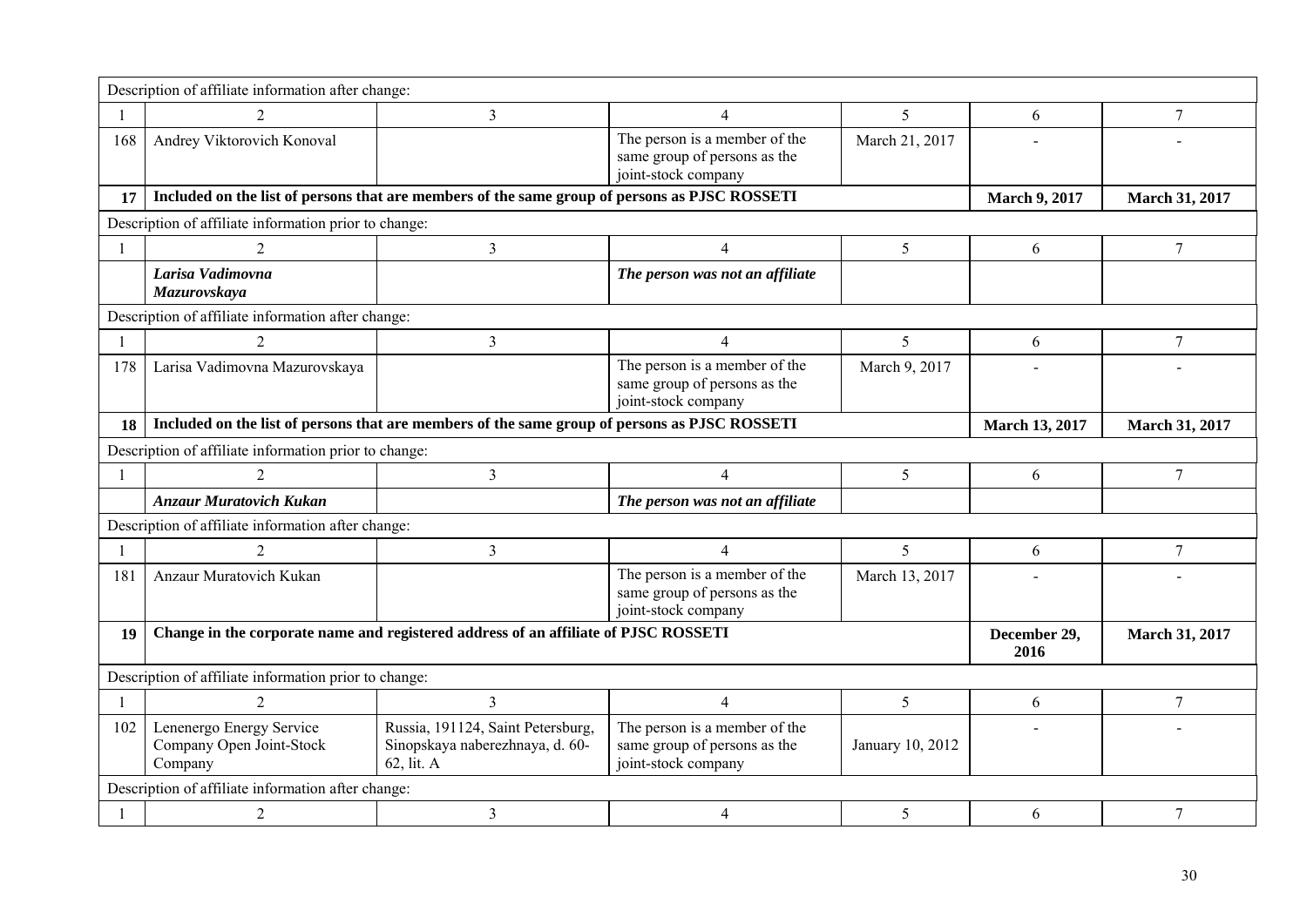| Description of affiliate information after change: | | | | | | |
|---|---|---|---|---|---|---|
| 1 | 2 | 3 | 4 | 5 | 6 | 7 |
| 168 | Andrey Viktorovich Konoval | | The person is a member of the same group of persons as the joint-stock company | March 21, 2017 | - | - |
| **17** | **Included on the list of persons that are members of the same group of persons as PJSC ROSSETI** | | | | **March 9, 2017** | **March 31, 2017** |
| Description of affiliate information prior to change: | | | | | | |
| 1 | 2 | 3 | 4 | 5 | 6 | 7 |
| | ***Larisa Vadimovna Mazurovskaya*** | | ***The person was not an affiliate*** | | | |
| Description of affiliate information after change: | | | | | | |
| 1 | 2 | 3 | 4 | 5 | 6 | 7 |
| 178 | Larisa Vadimovna Mazurovskaya | | The person is a member of the same group of persons as the joint-stock company | March 9, 2017 | - | - |
| **18** | **Included on the list of persons that are members of the same group of persons as PJSC ROSSETI** | | | | **March 13, 2017** | **March 31, 2017** |
| Description of affiliate information prior to change: | | | | | | |
| 1 | 2 | 3 | 4 | 5 | 6 | 7 |
| | ***Anzaur Muratovich Kukan*** | | ***The person was not an affiliate*** | | | |
| Description of affiliate information after change: | | | | | | |
| 1 | 2 | 3 | 4 | 5 | 6 | 7 |
| 181 | Anzaur Muratovich Kukan | | The person is a member of the same group of persons as the joint-stock company | March 13, 2017 | - | - |
| **19** | **Change in the corporate name and registered address of an affiliate of PJSC ROSSETI** | | | | **December 29, 2016** | **March 31, 2017** |
| Description of affiliate information prior to change: | | | | | | |
| 1 | 2 | 3 | 4 | 5 | 6 | 7 |
| 102 | Lenenergo Energy Service Company Open Joint-Stock Company | Russia, 191124, Saint Petersburg, Sinopskaya naberezhnaya, d. 60-62, lit. A | The person is a member of the same group of persons as the joint-stock company | January 10, 2012 | - | - |
| Description of affiliate information after change: | | | | | | |
| 1 | 2 | 3 | 4 | 5 | 6 | 7 |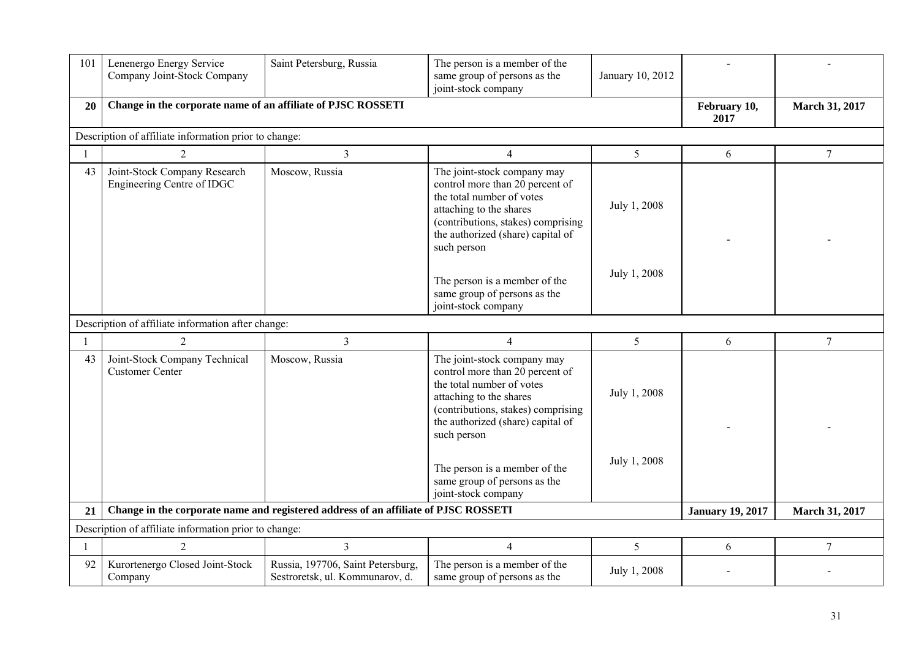| 101 | Lenenergo Energy Service Company Joint-Stock Company | Saint Petersburg, Russia | The person is a member of the same group of persons as the joint-stock company | January 10, 2012 | - | - |
|---|---|---|---|---|---|---|
| **20** | **Change in the corporate name of an affiliate of PJSC ROSSETI** | | | | **February 10, 2017** | **March 31, 2017** |
| Description of affiliate information prior to change: | | | | | | |
| 1 | 2 | 3 | 4 | 5 | 6 | 7 |
| 43 | Joint-Stock Company Research Engineering Centre of IDGC | Moscow, Russia | The joint-stock company may control more than 20 percent of the total number of votes attaching to the shares (contributions, stakes) comprising the authorized (share) capital of such person<br><br>The person is a member of the same group of persons as the joint-stock company | July 1, 2008<br><br>July 1, 2008 | - | - |
| Description of affiliate information after change: | | | | | | |
| 1 | 2 | 3 | 4 | 5 | 6 | 7 |
| 43 | Joint-Stock Company Technical Customer Center | Moscow, Russia | The joint-stock company may control more than 20 percent of the total number of votes attaching to the shares (contributions, stakes) comprising the authorized (share) capital of such person<br><br>The person is a member of the same group of persons as the joint-stock company | July 1, 2008<br><br>July 1, 2008 | - | - |
| **21** | **Change in the corporate name and registered address of an affiliate of PJSC ROSSETI** | | | | **January 19, 2017** | **March 31, 2017** |
| Description of affiliate information prior to change: | | | | | | |
| 1 | 2 | 3 | 4 | 5 | 6 | 7 |
| 92 | Kurortenergo Closed Joint-Stock Company | Russia, 197706, Saint Petersburg, Sestroretsk, ul. Kommunarov, d. | The person is a member of the same group of persons as the | July 1, 2008 | - | - |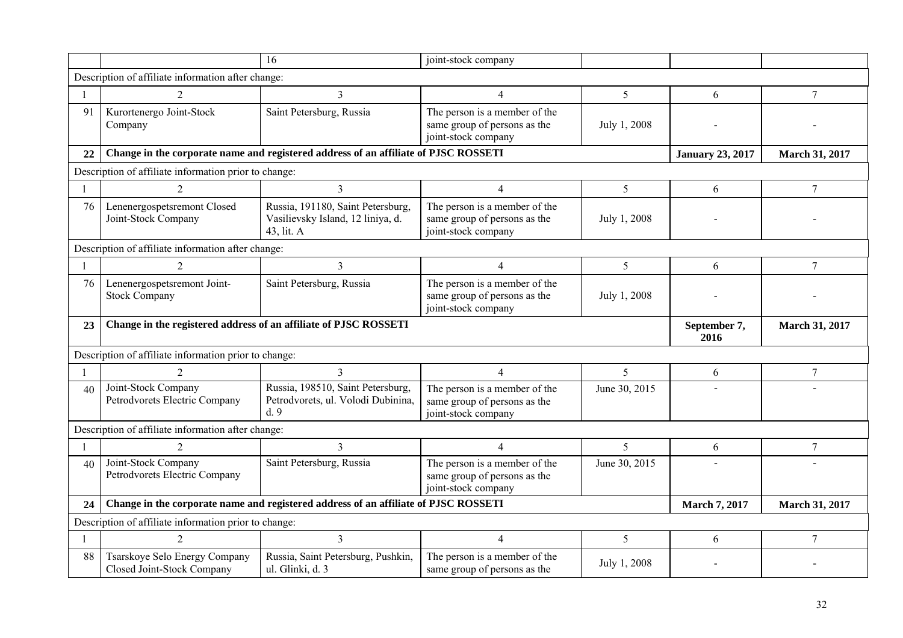|  |  | 16 | joint-stock company |  |  |  |
|---|---|---|---|---|---|---|
| Description of affiliate information after change: | | | | | | |
| 1 | 2 | 3 | 4 | 5 | 6 | 7 |
| 91 | Kurortenergo Joint-Stock Company | Saint Petersburg, Russia | The person is a member of the same group of persons as the joint-stock company | July 1, 2008 | - | - |
| **22** | **Change in the corporate name and registered address of an affiliate of PJSC ROSSETI** | | | | **January 23, 2017** | **March 31, 2017** |
| Description of affiliate information prior to change: | | | | | | |
| 1 | 2 | 3 | 4 | 5 | 6 | 7 |
| 76 | Lenenergospetsremont Closed Joint-Stock Company | Russia, 191180, Saint Petersburg, Vasilievsky Island, 12 liniya, d. 43, lit. A | The person is a member of the same group of persons as the joint-stock company | July 1, 2008 | - | - |
| Description of affiliate information after change: | | | | | | |
| 1 | 2 | 3 | 4 | 5 | 6 | 7 |
| 76 | Lenenergospetsremont Joint-Stock Company | Saint Petersburg, Russia | The person is a member of the same group of persons as the joint-stock company | July 1, 2008 | - | - |
| **23** | **Change in the registered address of an affiliate of PJSC ROSSETI** | | | | **September 7, 2016** | **March 31, 2017** |
| Description of affiliate information prior to change: | | | | | | |
| 1 | 2 | 3 | 4 | 5 | 6 | 7 |
| 40 | Joint-Stock Company Petrodvorets Electric Company | Russia, 198510, Saint Petersburg, Petrodvorets, ul. Volodi Dubinina, d. 9 | The person is a member of the same group of persons as the joint-stock company | June 30, 2015 | - | - |
| Description of affiliate information after change: | | | | | | |
| 1 | 2 | 3 | 4 | 5 | 6 | 7 |
| 40 | Joint-Stock Company Petrodvorets Electric Company | Saint Petersburg, Russia | The person is a member of the same group of persons as the joint-stock company | June 30, 2015 | - | - |
| **24** | **Change in the corporate name and registered address of an affiliate of PJSC ROSSETI** | | | | **March 7, 2017** | **March 31, 2017** |
| Description of affiliate information prior to change: | | | | | | |
| 1 | 2 | 3 | 4 | 5 | 6 | 7 |
| 88 | Tsarskoye Selo Energy Company Closed Joint-Stock Company | Russia, Saint Petersburg, Pushkin, ul. Glinki, d. 3 | The person is a member of the same group of persons as the | July 1, 2008 | - | - |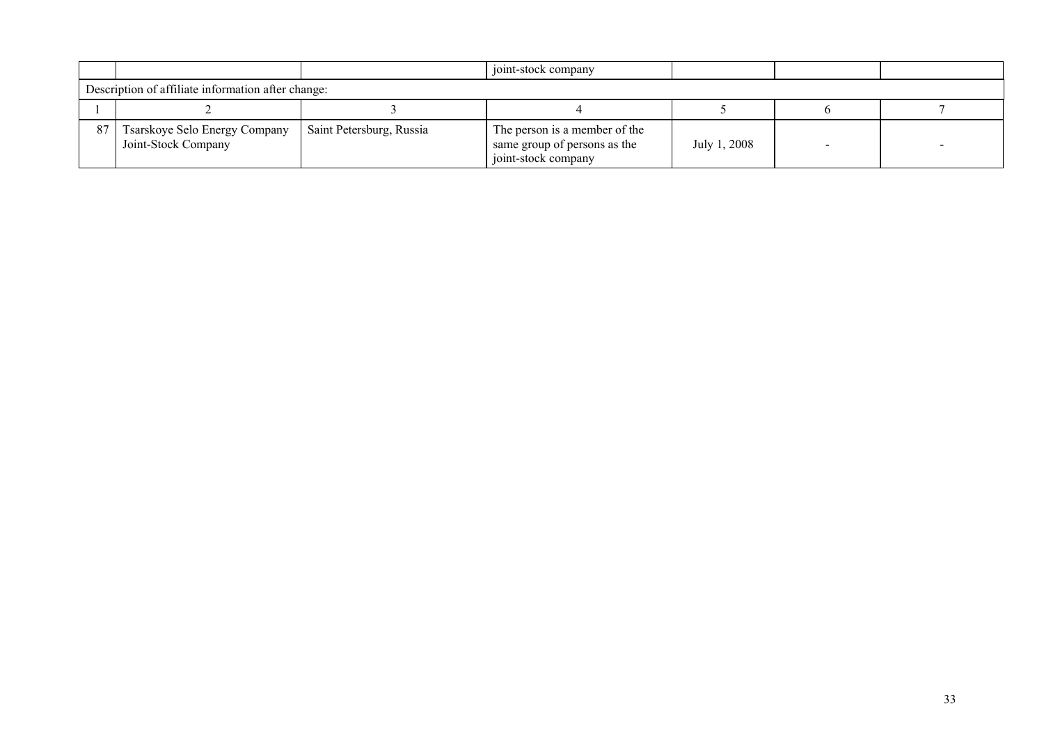| | | | | | | |
|---|---|---|---|---|---|---|
| | | | joint-stock company | | | |

Description of affiliate information after change:

| 1 | 2 | 3 | 4 | 5 | 6 | 7 |
|---|---|---|---|---|---|---|
| 87 | Tsarskoye Selo Energy Company Joint-Stock Company | Saint Petersburg, Russia | The person is a member of the same group of persons as the joint-stock company | July 1, 2008 | - | - |